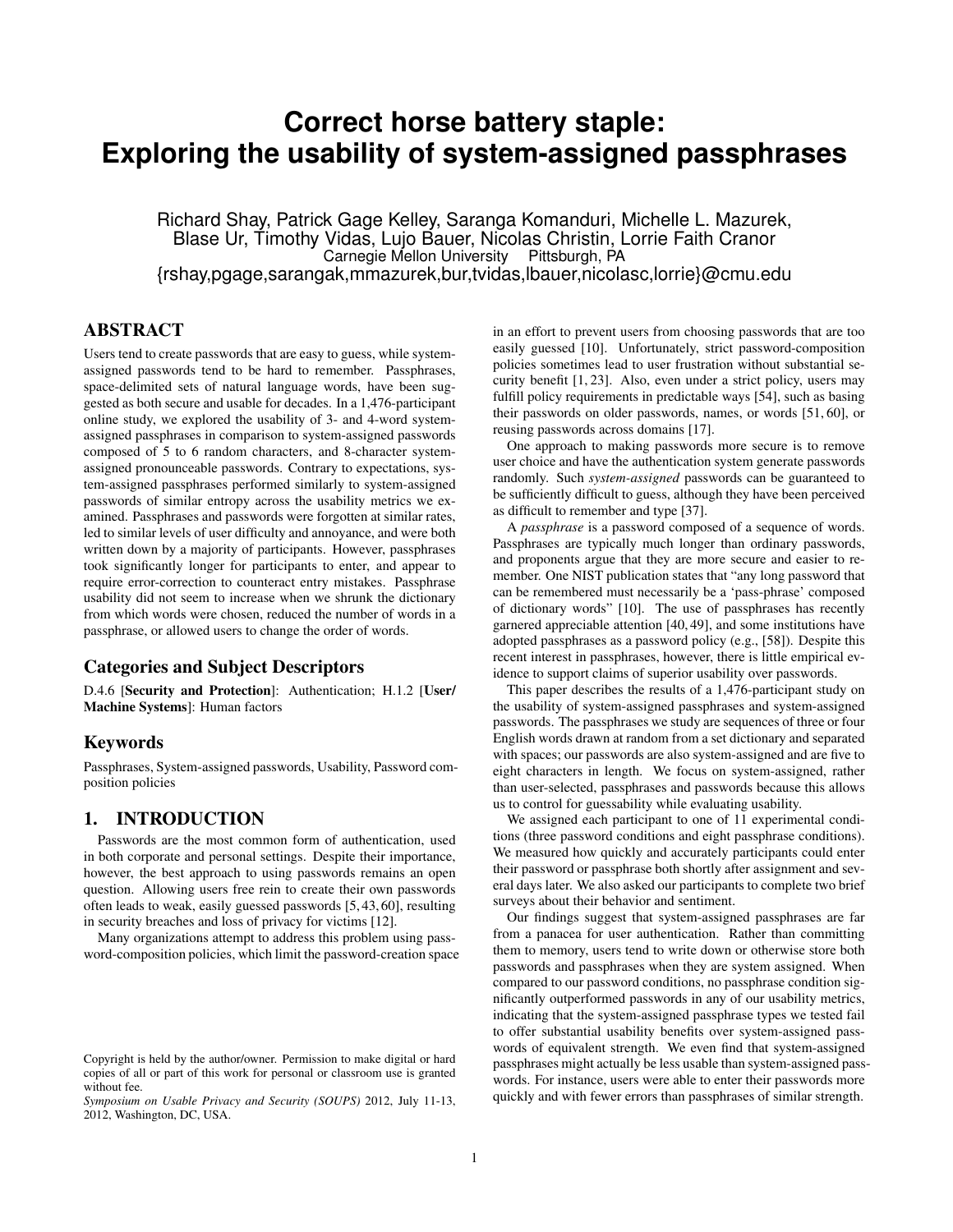# Correct horse battery staple: Exploring the usability of system-assigned passphrases

Richard Shay, Patrick Gage Kelley, Saranga Komanduri, Michelle L. Mazurek, Blase Ur, Timothy Vidas, Lujo Bauer, Nicolas Christin, Lorrie Faith Cranor
Carnegie Mellon University Pittsburgh, PA
{rshay,pgage,sarangak,mmazurek,bur,tvidas,lbauer,nicolasc,lorrie}@cmu.edu

## ABSTRACT

Users tend to create passwords that are easy to guess, while system-assigned passwords tend to be hard to remember. Passphrases, space-delimited sets of natural language words, have been suggested as both secure and usable for decades. In a 1,476-participant online study, we explored the usability of 3- and 4-word system-assigned passphrases in comparison to system-assigned passwords composed of 5 to 6 random characters, and 8-character system-assigned pronounceable passwords. Contrary to expectations, system-assigned passphrases performed similarly to system-assigned passwords of similar entropy across the usability metrics we examined. Passphrases and passwords were forgotten at similar rates, led to similar levels of user difficulty and annoyance, and were both written down by a majority of participants. However, passphrases took significantly longer for participants to enter, and appear to require error-correction to counteract entry mistakes. Passphrase usability did not seem to increase when we shrunk the dictionary from which words were chosen, reduced the number of words in a passphrase, or allowed users to change the order of words.

### Categories and Subject Descriptors

D.4.6 [**Security and Protection**]: Authentication; H.1.2 [**User/ Machine Systems**]: Human factors

### Keywords

Passphrases, System-assigned passwords, Usability, Password composition policies

## 1. INTRODUCTION

Passwords are the most common form of authentication, used in both corporate and personal settings. Despite their importance, however, the best approach to using passwords remains an open question. Allowing users free rein to create their own passwords often leads to weak, easily guessed passwords [5, 43, 60], resulting in security breaches and loss of privacy for victims [12].

Many organizations attempt to address this problem using password-composition policies, which limit the password-creation space in an effort to prevent users from choosing passwords that are too easily guessed [10]. Unfortunately, strict password-composition policies sometimes lead to user frustration without substantial security benefit [1, 23]. Also, even under a strict policy, users may fulfill policy requirements in predictable ways [54], such as basing their passwords on older passwords, names, or words [51, 60], or reusing passwords across domains [17].

One approach to making passwords more secure is to remove user choice and have the authentication system generate passwords randomly. Such *system-assigned* passwords can be guaranteed to be sufficiently difficult to guess, although they have been perceived as difficult to remember and type [37].

A *passphrase* is a password composed of a sequence of words. Passphrases are typically much longer than ordinary passwords, and proponents argue that they are more secure and easier to remember. One NIST publication states that "any long password that can be remembered must necessarily be a 'pass-phrase' composed of dictionary words" [10]. The use of passphrases has recently garnered appreciable attention [40, 49], and some institutions have adopted passphrases as a password policy (e.g., [58]). Despite this recent interest in passphrases, however, there is little empirical evidence to support claims of superior usability over passwords.

This paper describes the results of a 1,476-participant study on the usability of system-assigned passphrases and system-assigned passwords. The passphrases we study are sequences of three or four English words drawn at random from a set dictionary and separated with spaces; our passwords are also system-assigned and are five to eight characters in length. We focus on system-assigned, rather than user-selected, passphrases and passwords because this allows us to control for guessability while evaluating usability.

We assigned each participant to one of 11 experimental conditions (three password conditions and eight passphrase conditions). We measured how quickly and accurately participants could enter their password or passphrase both shortly after assignment and several days later. We also asked our participants to complete two brief surveys about their behavior and sentiment.

Our findings suggest that system-assigned passphrases are far from a panacea for user authentication. Rather than committing them to memory, users tend to write down or otherwise store both passwords and passphrases when they are system assigned. When compared to our password conditions, no passphrase condition significantly outperformed passwords in any of our usability metrics, indicating that the system-assigned passphrase types we tested fail to offer substantial usability benefits over system-assigned passwords of equivalent strength. We even find that system-assigned passphrases might actually be less usable than system-assigned passwords. For instance, users were able to enter their passwords more quickly and with fewer errors than passphrases of similar strength.

Copyright is held by the author/owner. Permission to make digital or hard copies of all or part of this work for personal or classroom use is granted without fee.
*Symposium on Usable Privacy and Security (SOUPS)* 2012, July 11-13, 2012, Washington, DC, USA.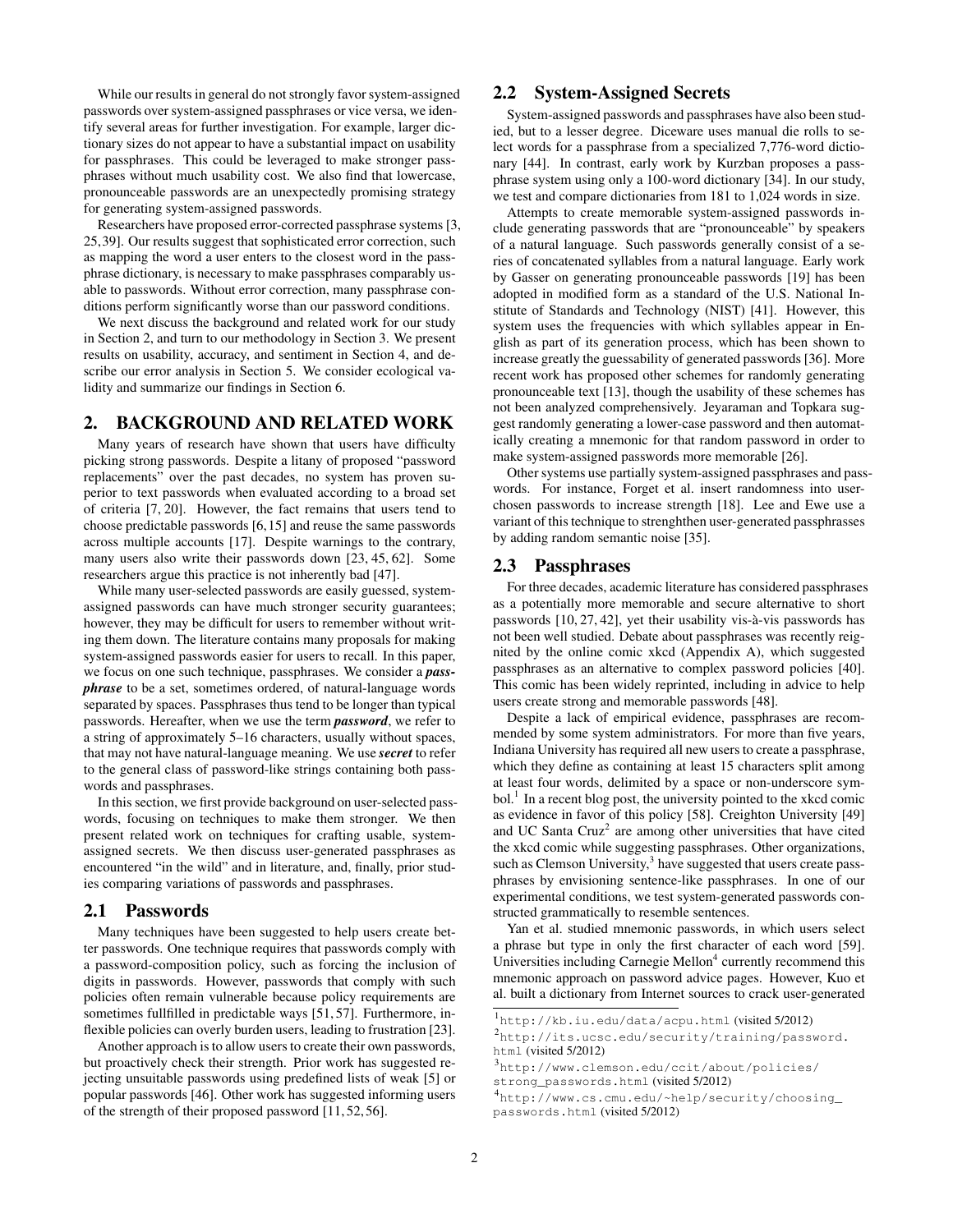While our results in general do not strongly favor system-assigned passwords over system-assigned passphrases or vice versa, we identify several areas for further investigation. For example, larger dictionary sizes do not appear to have a substantial impact on usability for passphrases. This could be leveraged to make stronger passphrases without much usability cost. We also find that lowercase, pronounceable passwords are an unexpectedly promising strategy for generating system-assigned passwords.

Researchers have proposed error-corrected passphrase systems [3, 25, 39]. Our results suggest that sophisticated error correction, such as mapping the word a user enters to the closest word in the passphrase dictionary, is necessary to make passphrases comparably usable to passwords. Without error correction, many passphrase conditions perform significantly worse than our password conditions.

We next discuss the background and related work for our study in Section 2, and turn to our methodology in Section 3. We present results on usability, accuracy, and sentiment in Section 4, and describe our error analysis in Section 5. We consider ecological validity and summarize our findings in Section 6.

## 2. BACKGROUND AND RELATED WORK

Many years of research have shown that users have difficulty picking strong passwords. Despite a litany of proposed "password replacements" over the past decades, no system has proven superior to text passwords when evaluated according to a broad set of criteria [7, 20]. However, the fact remains that users tend to choose predictable passwords [6, 15] and reuse the same passwords across multiple accounts [17]. Despite warnings to the contrary, many users also write their passwords down [23, 45, 62]. Some researchers argue this practice is not inherently bad [47].

While many user-selected passwords are easily guessed, system-assigned passwords can have much stronger security guarantees; however, they may be difficult for users to remember without writing them down. The literature contains many proposals for making system-assigned passwords easier for users to recall. In this paper, we focus on one such technique, passphrases. We consider a ***passphrase*** to be a set, sometimes ordered, of natural-language words separated by spaces. Passphrases thus tend to be longer than typical passwords. Hereafter, when we use the term ***password***, we refer to a string of approximately 5–16 characters, usually without spaces, that may not have natural-language meaning. We use ***secret*** to refer to the general class of password-like strings containing both passwords and passphrases.

In this section, we first provide background on user-selected passwords, focusing on techniques to make them stronger. We then present related work on techniques for crafting usable, system-assigned secrets. We then discuss user-generated passphrases as encountered "in the wild" and in literature, and, finally, prior studies comparing variations of passwords and passphrases.

### 2.1 Passwords

Many techniques have been suggested to help users create better passwords. One technique requires that passwords comply with a password-composition policy, such as forcing the inclusion of digits in passwords. However, passwords that comply with such policies often remain vulnerable because policy requirements are sometimes fullfilled in predictable ways [51, 57]. Furthermore, inflexible policies can overly burden users, leading to frustration [23].

Another approach is to allow users to create their own passwords, but proactively check their strength. Prior work has suggested rejecting unsuitable passwords using predefined lists of weak [5] or popular passwords [46]. Other work has suggested informing users of the strength of their proposed password [11, 52, 56].

### 2.2 System-Assigned Secrets

System-assigned passwords and passphrases have also been studied, but to a lesser degree. Diceware uses manual die rolls to select words for a passphrase from a specialized 7,776-word dictionary [44]. In contrast, early work by Kurzban proposes a passphrase system using only a 100-word dictionary [34]. In our study, we test and compare dictionaries from 181 to 1,024 words in size.

Attempts to create memorable system-assigned passwords include generating passwords that are "pronounceable" by speakers of a natural language. Such passwords generally consist of a series of concatenated syllables from a natural language. Early work by Gasser on generating pronounceable passwords [19] has been adopted in modified form as a standard of the U.S. National Institute of Standards and Technology (NIST) [41]. However, this system uses the frequencies with which syllables appear in English as part of its generation process, which has been shown to increase greatly the guessability of generated passwords [36]. More recent work has proposed other schemes for randomly generating pronounceable text [13], though the usability of these schemes has not been analyzed comprehensively. Jeyaraman and Topkara suggest randomly generating a lower-case password and then automatically creating a mnemonic for that random password in order to make system-assigned passwords more memorable [26].

Other systems use partially system-assigned passphrases and passwords. For instance, Forget et al. insert randomness into user-chosen passwords to increase strength [18]. Lee and Ewe use a variant of this technique to strenghthen user-generated passphrasses by adding random semantic noise [35].

### 2.3 Passphrases

For three decades, academic literature has considered passphrases as a potentially more memorable and secure alternative to short passwords [10, 27, 42], yet their usability vis-à-vis passwords has not been well studied. Debate about passphrases was recently reignited by the online comic xkcd (Appendix A), which suggested passphrases as an alternative to complex password policies [40]. This comic has been widely reprinted, including in advice to help users create strong and memorable passwords [48].

Despite a lack of empirical evidence, passphrases are recommended by some system administrators. For more than five years, Indiana University has required all new users to create a passphrase, which they define as containing at least 15 characters split among at least four words, delimited by a space or non-underscore symbol.[1] In a recent blog post, the university pointed to the xkcd comic as evidence in favor of this policy [58]. Creighton University [49] and UC Santa Cruz[2] are among other universities that have cited the xkcd comic while suggesting passphrases. Other organizations, such as Clemson University,[3] have suggested that users create passphrases by envisioning sentence-like passphrases. In one of our experimental conditions, we test system-generated passwords constructed grammatically to resemble sentences.

Yan et al. studied mnemonic passwords, in which users select a phrase but type in only the first character of each word [59]. Universities including Carnegie Mellon[4] currently recommend this mnemonic approach on password advice pages. However, Kuo et al. built a dictionary from Internet sources to crack user-generated

[1] `http://kb.iu.edu/data/acpu.html` (visited 5/2012)

[2] `http://its.ucsc.edu/security/training/password.html` (visited 5/2012)

[3] `http://www.clemson.edu/ccit/about/policies/strong_passwords.html` (visited 5/2012)

[4] `http://www.cs.cmu.edu/~help/security/choosing_passwords.html` (visited 5/2012)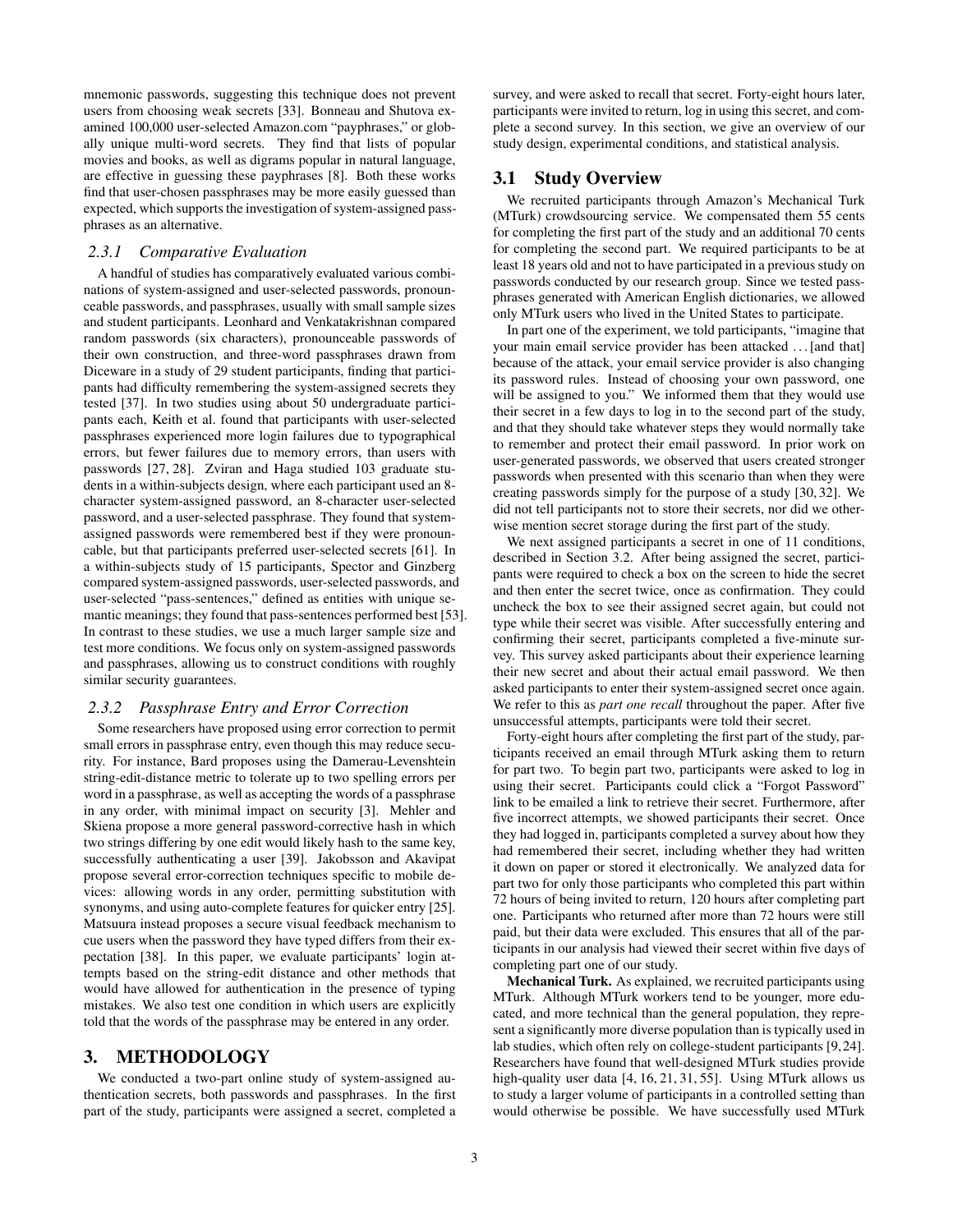mnemonic passwords, suggesting this technique does not prevent users from choosing weak secrets [33]. Bonneau and Shutova examined 100,000 user-selected Amazon.com "payphrases," or globally unique multi-word secrets. They find that lists of popular movies and books, as well as digrams popular in natural language, are effective in guessing these payphrases [8]. Both these works find that user-chosen passphrases may be more easily guessed than expected, which supports the investigation of system-assigned passphrases as an alternative.

#### 2.3.1 Comparative Evaluation

A handful of studies has comparatively evaluated various combinations of system-assigned and user-selected passwords, pronounceable passwords, and passphrases, usually with small sample sizes and student participants. Leonhard and Venkatakrishnan compared random passwords (six characters), pronounceable passwords of their own construction, and three-word passphrases drawn from Diceware in a study of 29 student participants, finding that participants had difficulty remembering the system-assigned secrets they tested [37]. In two studies using about 50 undergraduate participants each, Keith et al. found that participants with user-selected passphrases experienced more login failures due to typographical errors, but fewer failures due to memory errors, than users with passwords [27, 28]. Zviran and Haga studied 103 graduate students in a within-subjects design, where each participant used an 8-character system-assigned password, an 8-character user-selected password, and a user-selected passphrase. They found that system-assigned passwords were remembered best if they were pronounceable, but that participants preferred user-selected secrets [61]. In a within-subjects study of 15 participants, Spector and Ginzberg compared system-assigned passwords, user-selected passwords, and user-selected "pass-sentences," defined as entities with unique semantic meanings; they found that pass-sentences performed best [53]. In contrast to these studies, we use a much larger sample size and test more conditions. We focus only on system-assigned passwords and passphrases, allowing us to construct conditions with roughly similar security guarantees.

#### 2.3.2 Passphrase Entry and Error Correction

Some researchers have proposed using error correction to permit small errors in passphrase entry, even though this may reduce security. For instance, Bard proposes using the Damerau-Levenshtein string-edit-distance metric to tolerate up to two spelling errors per word in a passphrase, as well as accepting the words of a passphrase in any order, with minimal impact on security [3]. Mehler and Skiena propose a more general password-corrective hash in which two strings differing by one edit would likely hash to the same key, successfully authenticating a user [39]. Jakobsson and Akavipat propose several error-correction techniques specific to mobile devices: allowing words in any order, permitting substitution with synonyms, and using auto-complete features for quicker entry [25]. Matsuura instead proposes a secure visual feedback mechanism to cue users when the password they have typed differs from their expectation [38]. In this paper, we evaluate participants' login attempts based on the string-edit distance and other methods that would have allowed for authentication in the presence of typing mistakes. We also test one condition in which users are explicitly told that the words of the passphrase may be entered in any order.

## 3. METHODOLOGY

We conducted a two-part online study of system-assigned authentication secrets, both passwords and passphrases. In the first part of the study, participants were assigned a secret, completed a survey, and were asked to recall that secret. Forty-eight hours later, participants were invited to return, log in using this secret, and complete a second survey. In this section, we give an overview of our study design, experimental conditions, and statistical analysis.

### 3.1 Study Overview

We recruited participants through Amazon's Mechanical Turk (MTurk) crowdsourcing service. We compensated them 55 cents for completing the first part of the study and an additional 70 cents for completing the second part. We required participants to be at least 18 years old and not to have participated in a previous study on passwords conducted by our research group. Since we tested passphrases generated with American English dictionaries, we allowed only MTurk users who lived in the United States to participate.

In part one of the experiment, we told participants, "imagine that your main email service provider has been attacked . . . [and that] because of the attack, your email service provider is also changing its password rules. Instead of choosing your own password, one will be assigned to you." We informed them that they would use their secret in a few days to log in to the second part of the study, and that they should take whatever steps they would normally take to remember and protect their email password. In prior work on user-generated passwords, we observed that users created stronger passwords when presented with this scenario than when they were creating passwords simply for the purpose of a study [30, 32]. We did not tell participants not to store their secrets, nor did we otherwise mention secret storage during the first part of the study.

We next assigned participants a secret in one of 11 conditions, described in Section 3.2. After being assigned the secret, participants were required to check a box on the screen to hide the secret and then enter the secret twice, once as confirmation. They could uncheck the box to see their assigned secret again, but could not type while their secret was visible. After successfully entering and confirming their secret, participants completed a five-minute survey. This survey asked participants about their experience learning their new secret and about their actual email password. We then asked participants to enter their system-assigned secret once again. We refer to this as *part one recall* throughout the paper. After five unsuccessful attempts, participants were told their secret.

Forty-eight hours after completing the first part of the study, participants received an email through MTurk asking them to return for part two. To begin part two, participants were asked to log in using their secret. Participants could click a "Forgot Password" link to be emailed a link to retrieve their secret. Furthermore, after five incorrect attempts, we showed participants their secret. Once they had logged in, participants completed a survey about how they had remembered their secret, including whether they had written it down on paper or stored it electronically. We analyzed data for part two for only those participants who completed this part within 72 hours of being invited to return, 120 hours after completing part one. Participants who returned after more than 72 hours were still paid, but their data were excluded. This ensures that all of the participants in our analysis had viewed their secret within five days of completing part one of our study.

**Mechanical Turk.** As explained, we recruited participants using MTurk. Although MTurk workers tend to be younger, more educated, and more technical than the general population, they represent a significantly more diverse population than is typically used in lab studies, which often rely on college-student participants [9, 24]. Researchers have found that well-designed MTurk studies provide high-quality user data [4, 16, 21, 31, 55]. Using MTurk allows us to study a larger volume of participants in a controlled setting than would otherwise be possible. We have successfully used MTurk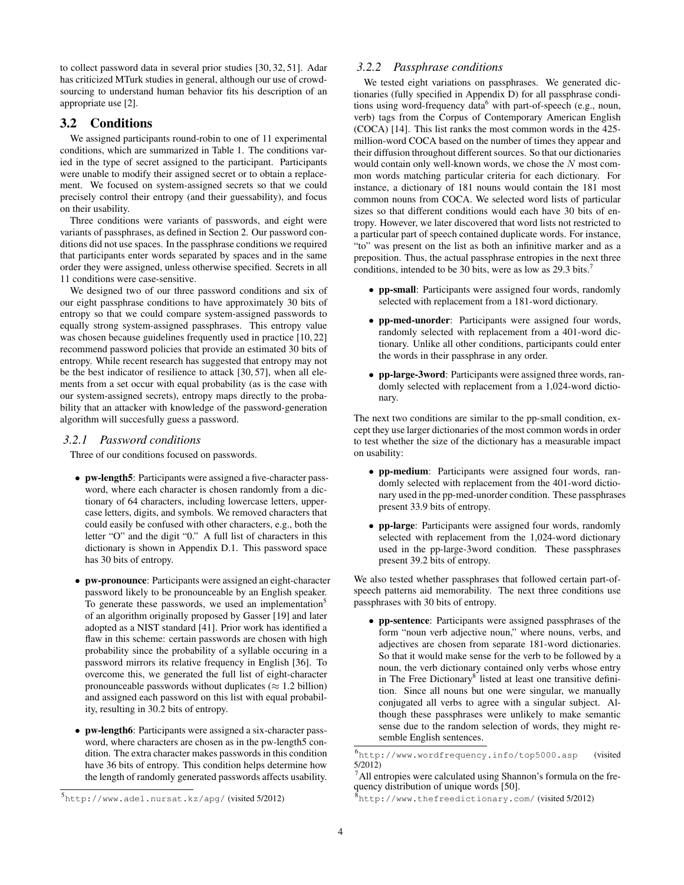to collect password data in several prior studies [30, 32, 51]. Adar has criticized MTurk studies in general, although our use of crowdsourcing to understand human behavior fits his description of an appropriate use [2].

## 3.2 Conditions

We assigned participants round-robin to one of 11 experimental conditions, which are summarized in Table 1. The conditions varied in the type of secret assigned to the participant. Participants were unable to modify their assigned secret or to obtain a replacement. We focused on system-assigned secrets so that we could precisely control their entropy (and their guessability), and focus on their usability.

Three conditions were variants of passwords, and eight were variants of passphrases, as defined in Section 2. Our password conditions did not use spaces. In the passphrase conditions we required that participants enter words separated by spaces and in the same order they were assigned, unless otherwise specified. Secrets in all 11 conditions were case-sensitive.

We designed two of our three password conditions and six of our eight passphrase conditions to have approximately 30 bits of entropy so that we could compare system-assigned passwords to equally strong system-assigned passphrases. This entropy value was chosen because guidelines frequently used in practice [10, 22] recommend password policies that provide an estimated 30 bits of entropy. While recent research has suggested that entropy may not be the best indicator of resilience to attack [30, 57], when all elements from a set occur with equal probability (as is the case with our system-assigned secrets), entropy maps directly to the probability that an attacker with knowledge of the password-generation algorithm will succesfully guess a password.

### *3.2.1 Password conditions*

Three of our conditions focused on passwords.

- **pw-length5**: Participants were assigned a five-character password, where each character is chosen randomly from a dictionary of 64 characters, including lowercase letters, uppercase letters, digits, and symbols. We removed characters that could easily be confused with other characters, e.g., both the letter "O" and the digit "0." A full list of characters in this dictionary is shown in Appendix D.1. This password space has 30 bits of entropy.
- **pw-pronounce**: Participants were assigned an eight-character password likely to be pronounceable by an English speaker. To generate these passwords, we used an implementation[5] of an algorithm originally proposed by Gasser [19] and later adopted as a NIST standard [41]. Prior work has identified a flaw in this scheme: certain passwords are chosen with high probability since the probability of a syllable occuring in a password mirrors its relative frequency in English [36]. To overcome this, we generated the full list of eight-character pronounceable passwords without duplicates ($\approx$ 1.2 billion) and assigned each password on this list with equal probability, resulting in 30.2 bits of entropy.
- **pw-length6**: Participants were assigned a six-character password, where characters are chosen as in the pw-length5 condition. The extra character makes passwords in this condition have 36 bits of entropy. This condition helps determine how the length of randomly generated passwords affects usability.

### *3.2.2 Passphrase conditions*

We tested eight variations on passphrases. We generated dictionaries (fully specified in Appendix D) for all passphrase conditions using word-frequency data[6] with part-of-speech (e.g., noun, verb) tags from the Corpus of Contemporary American English (COCA) [14]. This list ranks the most common words in the 425-million-word COCA based on the number of times they appear and their diffusion throughout different sources. So that our dictionaries would contain only well-known words, we chose the $N$ most common words matching particular criteria for each dictionary. For instance, a dictionary of 181 nouns would contain the 181 most common nouns from COCA. We selected word lists of particular sizes so that different conditions would each have 30 bits of entropy. However, we later discovered that word lists not restricted to a particular part of speech contained duplicate words. For instance, "to" was present on the list as both an infinitive marker and as a preposition. Thus, the actual passphrase entropies in the next three conditions, intended to be 30 bits, were as low as 29.3 bits.[7]

- **pp-small**: Participants were assigned four words, randomly selected with replacement from a 181-word dictionary.
- **pp-med-unorder**: Participants were assigned four words, randomly selected with replacement from a 401-word dictionary. Unlike all other conditions, participants could enter the words in their passphrase in any order.
- **pp-large-3word**: Participants were assigned three words, randomly selected with replacement from a 1,024-word dictionary.

The next two conditions are similar to the pp-small condition, except they use larger dictionaries of the most common words in order to test whether the size of the dictionary has a measurable impact on usability:

- **pp-medium**: Participants were assigned four words, randomly selected with replacement from the 401-word dictionary used in the pp-med-unorder condition. These passphrases present 33.9 bits of entropy.
- **pp-large**: Participants were assigned four words, randomly selected with replacement from the 1,024-word dictionary used in the pp-large-3word condition. These passphrases present 39.2 bits of entropy.

We also tested whether passphrases that followed certain part-of-speech patterns aid memorability. The next three conditions use passphrases with 30 bits of entropy.

- **pp-sentence**: Participants were assigned passphrases of the form "noun verb adjective noun," where nouns, verbs, and adjectives are chosen from separate 181-word dictionaries. So that it would make sense for the verb to be followed by a noun, the verb dictionary contained only verbs whose entry in The Free Dictionary[8] listed at least one transitive definition. Since all nouns but one were singular, we manually conjugated all verbs to agree with a singular subject. Although these passphrases were unlikely to make semantic sense due to the random selection of words, they might resemble English sentences.

---

[5] `http://www.adel.nursat.kz/apg/` (visited 5/2012)

[6] `http://www.wordfrequency.info/top5000.asp` (visited 5/2012)

[7] All entropies were calculated using Shannon's formula on the frequency distribution of unique words [50].

[8] `http://www.thefreedictionary.com/` (visited 5/2012)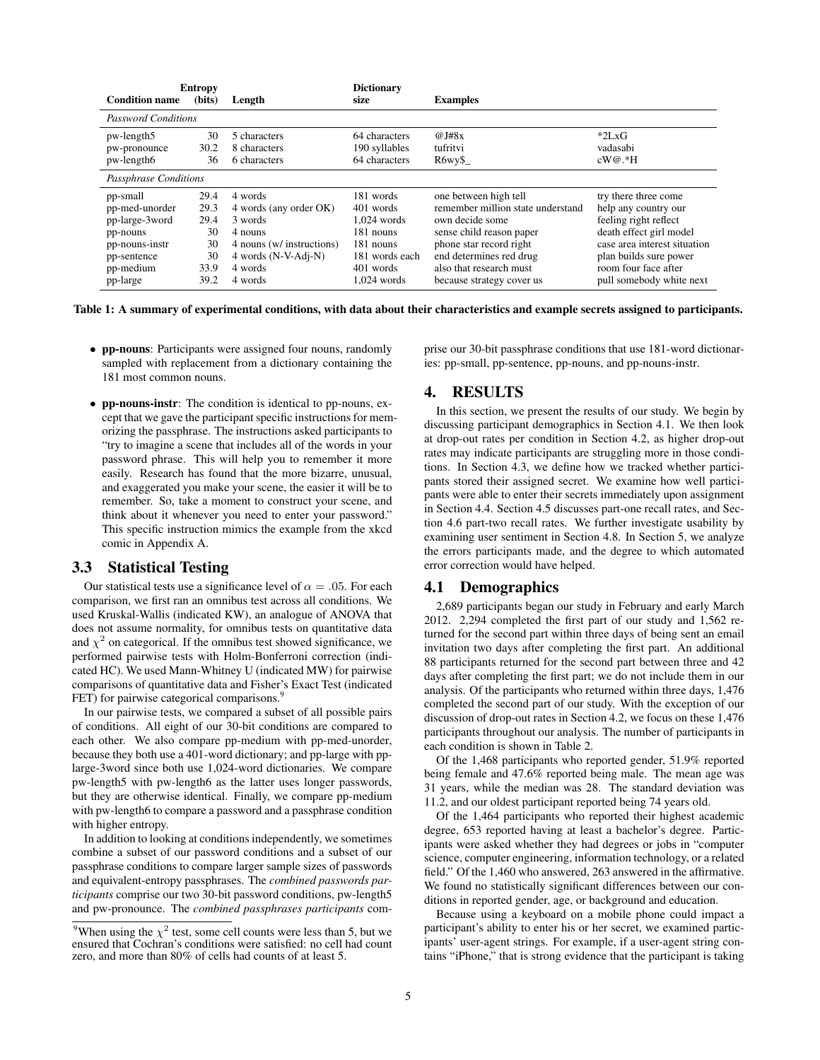| Condition name | Entropy (bits) | Length | Dictionary size | Examples | |
|---|---|---|---|---|---|
| *Password Conditions* | | | | | |
| pw-length5 | 30 | 5 characters | 64 characters | @J#8x | *2LxG |
| pw-pronounce | 30.2 | 8 characters | 190 syllables | tufritvi | vadasabi |
| pw-length6 | 36 | 6 characters | 64 characters | R6wy$_ | cW@.*H |
| *Passphrase Conditions* | | | | | |
| pp-small | 29.4 | 4 words | 181 words | one between high tell | try there three come |
| pp-med-unorder | 29.3 | 4 words (any order OK) | 401 words | remember million state understand | help any country our |
| pp-large-3word | 29.4 | 3 words | 1,024 words | own decide some | feeling right reflect |
| pp-nouns | 30 | 4 nouns | 181 nouns | sense child reason paper | death effect girl model |
| pp-nouns-instr | 30 | 4 nouns (w/ instructions) | 181 nouns | phone star record right | case area interest situation |
| pp-sentence | 30 | 4 words (N-V-Adj-N) | 181 words each | end determines red drug | plan builds sure power |
| pp-medium | 33.9 | 4 words | 401 words | also that research must | room four face after |
| pp-large | 39.2 | 4 words | 1,024 words | because strategy cover us | pull somebody white next |

**Table 1: A summary of experimental conditions, with data about their characteristics and example secrets assigned to participants.**

- **pp-nouns**: Participants were assigned four nouns, randomly sampled with replacement from a dictionary containing the 181 most common nouns.

- **pp-nouns-instr**: The condition is identical to pp-nouns, except that we gave the participant specific instructions for memorizing the passphrase. The instructions asked participants to "try to imagine a scene that includes all of the words in your password phrase. This will help you to remember it more easily. Research has found that the more bizarre, unusual, and exaggerated you make your scene, the easier it will be to remember. So, take a moment to construct your scene, and think about it whenever you need to enter your password." This specific instruction mimics the example from the xkcd comic in Appendix A.

## 3.3 Statistical Testing

Our statistical tests use a significance level of $\alpha = .05$. For each comparison, we first ran an omnibus test across all conditions. We used Kruskal-Wallis (indicated KW), an analogue of ANOVA that does not assume normality, for omnibus tests on quantitative data and $\chi^2$ on categorical. If the omnibus test showed significance, we performed pairwise tests with Holm-Bonferroni correction (indicated HC). We used Mann-Whitney U (indicated MW) for pairwise comparisons of quantitative data and Fisher's Exact Test (indicated FET) for pairwise categorical comparisons.[9]

In our pairwise tests, we compared a subset of all possible pairs of conditions. All eight of our 30-bit conditions are compared to each other. We also compare pp-medium with pp-med-unorder, because they both use a 401-word dictionary; and pp-large with pp-large-3word since both use 1,024-word dictionaries. We compare pw-length5 with pw-length6 as the latter uses longer passwords, but they are otherwise identical. Finally, we compare pp-medium with pw-length6 to compare a password and a passphrase condition with higher entropy.

In addition to looking at conditions independently, we sometimes combine a subset of our password conditions and a subset of our passphrase conditions to compare larger sample sizes of passwords and equivalent-entropy passphrases. The *combined passwords participants* comprise our two 30-bit password conditions, pw-length5 and pw-pronounce. The *combined passphrases participants* comprise our 30-bit passphrase conditions that use 181-word dictionaries: pp-small, pp-sentence, pp-nouns, and pp-nouns-instr.

[9]When using the $\chi^2$ test, some cell counts were less than 5, but we ensured that Cochran's conditions were satisfied: no cell had count zero, and more than 80% of cells had counts of at least 5.

# 4. RESULTS

In this section, we present the results of our study. We begin by discussing participant demographics in Section 4.1. We then look at drop-out rates per condition in Section 4.2, as higher drop-out rates may indicate participants are struggling more in those conditions. In Section 4.3, we define how we tracked whether participants stored their assigned secret. We examine how well participants were able to enter their secrets immediately upon assignment in Section 4.4. Section 4.5 discusses part-one recall rates, and Section 4.6 part-two recall rates. We further investigate usability by examining user sentiment in Section 4.8. In Section 5, we analyze the errors participants made, and the degree to which automated error correction would have helped.

## 4.1 Demographics

2,689 participants began our study in February and early March 2012. 2,294 completed the first part of our study and 1,562 returned for the second part within three days of being sent an email invitation two days after completing the first part. An additional 88 participants returned for the second part between three and 42 days after completing the first part; we do not include them in our analysis. Of the participants who returned within three days, 1,476 completed the second part of our study. With the exception of our discussion of drop-out rates in Section 4.2, we focus on these 1,476 participants throughout our analysis. The number of participants in each condition is shown in Table 2.

Of the 1,468 participants who reported gender, 51.9% reported being female and 47.6% reported being male. The mean age was 31 years, while the median was 28. The standard deviation was 11.2, and our oldest participant reported being 74 years old.

Of the 1,464 participants who reported their highest academic degree, 653 reported having at least a bachelor's degree. Participants were asked whether they had degrees or jobs in "computer science, computer engineering, information technology, or a related field." Of the 1,460 who answered, 263 answered in the affirmative. We found no statistically significant differences between our conditions in reported gender, age, or background and education.

Because using a keyboard on a mobile phone could impact a participant's ability to enter his or her secret, we examined participants' user-agent strings. For example, if a user-agent string contains "iPhone," that is strong evidence that the participant is taking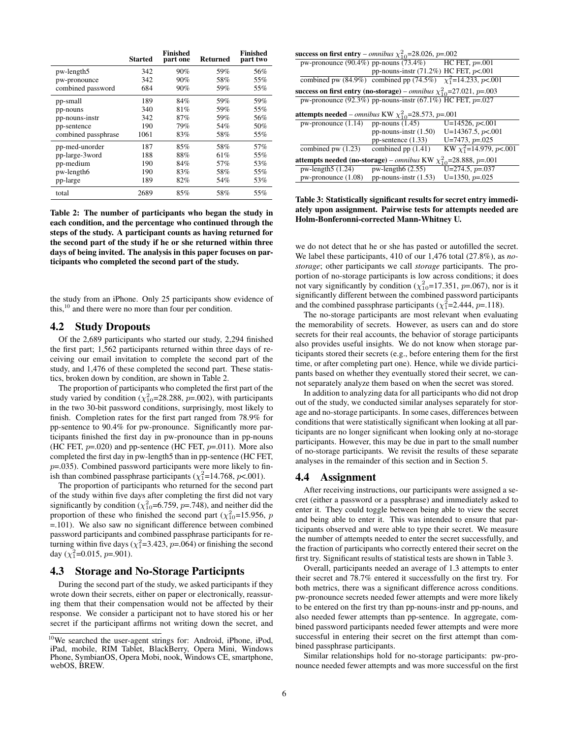|  | Started | Finished part one | Returned | Finished part two |
|---|---|---|---|---|
| pw-length5 | 342 | 90% | 59% | 56% |
| pw-pronounce | 342 | 90% | 58% | 55% |
| combined password | 684 | 90% | 59% | 55% |
| pp-small | 189 | 84% | 59% | 59% |
| pp-nouns | 340 | 81% | 59% | 55% |
| pp-nouns-instr | 342 | 87% | 59% | 56% |
| pp-sentence | 190 | 79% | 54% | 50% |
| combined passphrase | 1061 | 83% | 58% | 55% |
| pp-med-unorder | 187 | 85% | 58% | 57% |
| pp-large-3word | 188 | 88% | 61% | 55% |
| pp-medium | 190 | 84% | 57% | 53% |
| pw-length6 | 190 | 83% | 58% | 55% |
| pp-large | 189 | 82% | 54% | 53% |
| total | 2689 | 85% | 58% | 55% |

**Table 2: The number of participants who began the study in each condition, and the percentage who continued through the steps of the study. A participant counts as having returned for the second part of the study if he or she returned within three days of being invited. The analysis in this paper focuses on participants who completed the second part of the study.**

the study from an iPhone. Only 25 participants show evidence of this,[10] and there were no more than four per condition.

## 4.2 Study Dropouts

Of the 2,689 participants who started our study, 2,294 finished the first part; 1,562 participants returned within three days of receiving our email invitation to complete the second part of the study, and 1,476 of these completed the second part. These statistics, broken down by condition, are shown in Table 2.

The proportion of participants who completed the first part of the study varied by condition ($\chi^2_{10}$=28.288, $p$=.002), with participants in the two 30-bit password conditions, surprisingly, most likely to finish. Completion rates for the first part ranged from 78.9% for pp-sentence to 90.4% for pw-pronounce. Significantly more participants finished the first day in pw-pronounce than in pp-nouns (HC FET, $p$=.020) and pp-sentence (HC FET, $p$=.011). More also completed the first day in pw-length5 than in pp-sentence (HC FET, $p$=.035). Combined password participants were more likely to finish than combined passphrase participants ($\chi^2_1$=14.768, $p$<.001).

The proportion of participants who returned for the second part of the study within five days after completing the first did not vary significantly by condition ($\chi^2_{10}$=6.759, $p$=.748), and neither did the proportion of these who finished the second part ($\chi^2_{10}$=15.956, $p$ =.101). We also saw no significant difference between combined password participants and combined passphrase participants for returning within five days ($\chi^2_1$=3.423, $p$=.064) or finishing the second day ($\chi^2_1$=0.015, $p$=.901).

## 4.3 Storage and No-Storage Participipnts

During the second part of the study, we asked participants if they wrote down their secrets, either on paper or electronically, reassuring them that their compensation would not be affected by their response. We consider a participant not to have stored his or her secret if the participant affirms not writing down the secret, and

[10]We searched the user-agent strings for: Android, iPhone, iPod, iPad, mobile, RIM Tablet, BlackBerry, Opera Mini, Windows Phone, SymbianOS, Opera Mobi, nook, Windows CE, smartphone, webOS, BREW.

| **success on first entry** – *omnibus* $\chi^2_{10}$=28.026, $p$=.002 | | |
|---|---|---|
| pw-pronounce (90.4%) | pp-nouns (73.4%) | HC FET, $p$=.001 |
| | pp-nouns-instr (71.2%) | HC FET, $p$<.001 |
| combined pw (84.9%) | combined pp (74.5%) | $\chi^2_1$=14.233, $p$<.001 |
| **success on first entry (no-storage)** – *omnibus* $\chi^2_{10}$=27.021, $p$=.003 | | |
| pw-pronounce (92.3%) | pp-nouns-instr (67.1%) | HC FET, $p$=.027 |
| **attempts needed** – *omnibus* KW $\chi^2_{10}$=28.573, $p$=.001 | | |
| pw-pronounce (1.14) | pp-nouns (1.45) | U=14526, $p$<.001 |
| | pp-nouns-instr (1.50) | U=14367.5, $p$<.001 |
| | pp-sentence (1.33) | U=7473, $p$=.025 |
| combined pw (1.23) | combined pp (1.41) | KW $\chi^2_1$=14.979, $p$<.001 |
| **attempts needed (no-storage)** – *omnibus* KW $\chi^2_{10}$=28.888, $p$=.001 | | |
| pw-length5 (1.24) | pw-length6 (2.55) | U=274.5, $p$=.037 |
| pw-pronounce (1.08) | pp-nouns-instr (1.53) | U=1350, $p$=.025 |

**Table 3: Statistically significant results for secret entry immediately upon assignment. Pairwise tests for attempts needed are Holm-Bonferonni-corrected Mann-Whitney U.**

we do not detect that he or she has pasted or autofilled the secret. We label these participants, 410 of our 1,476 total (27.8%), as *no-storage*; other participants we call *storage* participants. The proportion of no-storage participants is low across conditions; it does not vary significantly by condition ($\chi^2_{10}$=17.351, $p$=.067), nor is it significantly different between the combined password participants and the combined passphrase participants ($\chi^2_1$=2.444, $p$=.118).

The no-storage participants are most relevant when evaluating the memorability of secrets. However, as users can and do store secrets for their real accounts, the behavior of storage participants also provides useful insights. We do not know when storage participants stored their secrets (e.g., before entering them for the first time, or after completing part one). Hence, while we divide participants based on whether they eventually stored their secret, we cannot separately analyze them based on when the secret was stored.

In addition to analyzing data for all participants who did not drop out of the study, we conducted similar analyses separately for storage and no-storage participants. In some cases, differences between conditions that were statistically significant when looking at all participants are no longer significant when looking only at no-storage participants. However, this may be due in part to the small number of no-storage participants. We revisit the results of these separate analyses in the remainder of this section and in Section 5.

## 4.4 Assignment

After receiving instructions, our participants were assigned a secret (either a password or a passphrase) and immediately asked to enter it. They could toggle between being able to view the secret and being able to enter it. This was intended to ensure that participants observed and were able to type their secret. We measure the number of attempts needed to enter the secret successfully, and the fraction of participants who correctly entered their secret on the first try. Significant results of statistical tests are shown in Table 3.

Overall, participants needed an average of 1.3 attempts to enter their secret and 78.7% entered it successfully on the first try. For both metrics, there was a significant difference across conditions. pw-pronounce secrets needed fewer attempts and were more likely to be entered on the first try than pp-nouns-instr and pp-nouns, and also needed fewer attempts than pp-sentence. In aggregate, combined password participants needed fewer attempts and were more successful in entering their secret on the first attempt than combined passphrase participants.

Similar relationships hold for no-storage participants: pw-pronounce needed fewer attempts and was more successful on the first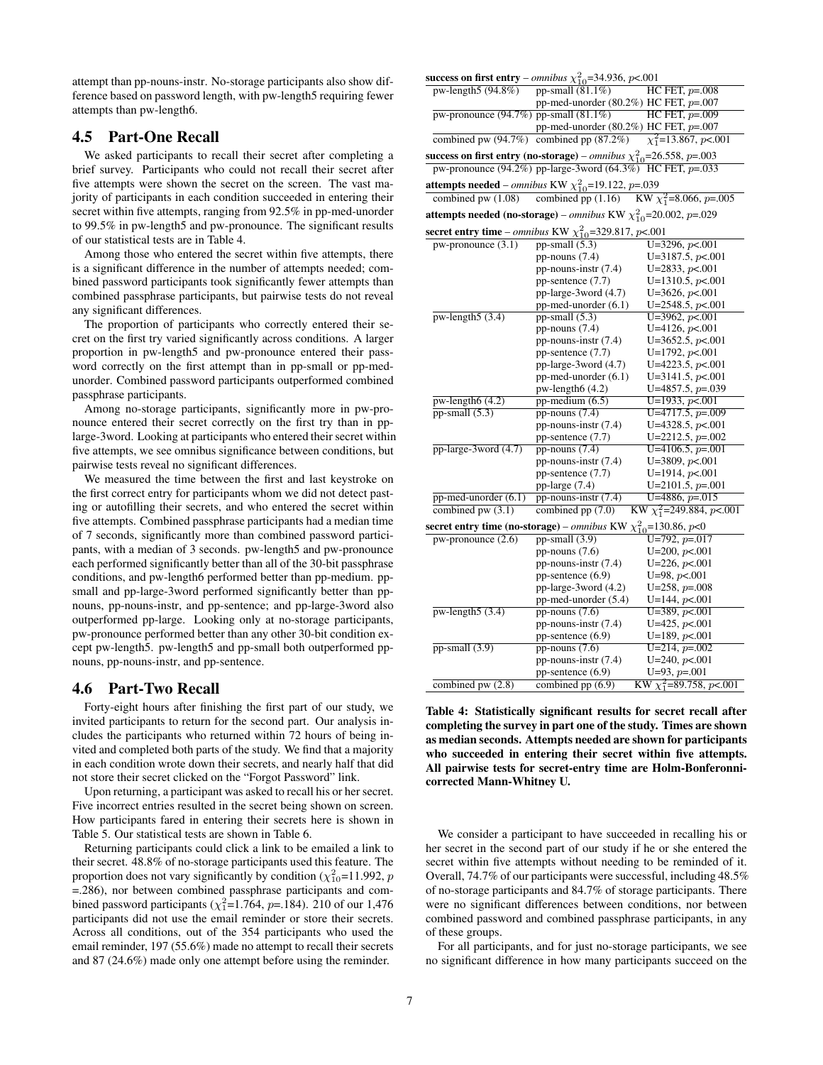attempt than pp-nouns-instr. No-storage participants also show difference based on password length, with pw-length5 requiring fewer attempts than pw-length6.

## 4.5 Part-One Recall

We asked participants to recall their secret after completing a brief survey. Participants who could not recall their secret after five attempts were shown the secret on the screen. The vast majority of participants in each condition succeeded in entering their secret within five attempts, ranging from 92.5% in pp-med-unorder to 99.5% in pw-length5 and pw-pronounce. The significant results of our statistical tests are in Table 4.

Among those who entered the secret within five attempts, there is a significant difference in the number of attempts needed; combined password participants took significantly fewer attempts than combined passphrase participants, but pairwise tests do not reveal any significant differences.

The proportion of participants who correctly entered their secret on the first try varied significantly across conditions. A larger proportion in pw-length5 and pw-pronounce entered their password correctly on the first attempt than in pp-small or pp-med-unorder. Combined password participants outperformed combined passphrase participants.

Among no-storage participants, significantly more in pw-pronounce entered their secret correctly on the first try than in pp-large-3word. Looking at participants who entered their secret within five attempts, we see omnibus significance between conditions, but pairwise tests reveal no significant differences.

We measured the time between the first and last keystroke on the first correct entry for participants whom we did not detect pasting or autofilling their secrets, and who entered the secret within five attempts. Combined passphrase participants had a median time of 7 seconds, significantly more than combined password participants, with a median of 3 seconds. pw-length5 and pw-pronounce each performed significantly better than all of the 30-bit passphrase conditions, and pw-length6 performed better than pp-medium. pp-small and pp-large-3word performed significantly better than pp-nouns, pp-nouns-instr, and pp-sentence; and pp-large-3word also outperformed pp-large. Looking only at no-storage participants, pw-pronounce performed better than any other 30-bit condition except pw-length5. pw-length5 and pp-small both outperformed pp-nouns, pp-nouns-instr, and pp-sentence.

**success on first entry** – *omnibus* $\chi^2_{10}$=34.936, $p$<.001

| | | |
|---|---|---|
| pw-length5 (94.8%) | pp-small (81.1%) | HC FET, $p$=.008 |
| | pp-med-unorder (80.2%) | HC FET, $p$=.007 |
| pw-pronounce (94.7%) | pp-small (81.1%) | HC FET, $p$=.009 |
| | pp-med-unorder (80.2%) | HC FET, $p$=.007 |
| combined pw (94.7%) | combined pp (87.2%) | $\chi^2_1$=13.867, $p$<.001 |

**success on first entry (no-storage)** – *omnibus* $\chi^2_{10}$=26.558, $p$=.003

| | | |
|---|---|---|
| pw-pronounce (94.2%) | pp-large-3word (64.3%) | HC FET, $p$=.033 |

**attempts needed** – *omnibus* KW $\chi^2_{10}$=19.122, $p$=.039

| | | |
|---|---|---|
| combined pw (1.08) | combined pp (1.16) | KW $\chi^2_1$=8.066, $p$=.005 |

**attempts needed (no-storage)** – *omnibus* KW $\chi^2_{10}$=20.002, $p$=.029

**secret entry time** – *omnibus* KW $\chi^2_{10}$=329.817, $p$<.001

| | | |
|---|---|---|
| pw-pronounce (3.1) | pp-small (5.3) | U=3296, $p$<.001 |
| | pp-nouns (7.4) | U=3187.5, $p$<.001 |
| | pp-nouns-instr (7.4) | U=2833, $p$<.001 |
| | pp-sentence (7.7) | U=1310.5, $p$<.001 |
| | pp-large-3word (4.7) | U=3626, $p$<.001 |
| | pp-med-unorder (6.1) | U=2548.5, $p$<.001 |
| pw-length5 (3.4) | pp-small (5.3) | U=3962, $p$<.001 |
| | pp-nouns (7.4) | U=4126, $p$<.001 |
| | pp-nouns-instr (7.4) | U=3652.5, $p$<.001 |
| | pp-sentence (7.7) | U=1792, $p$<.001 |
| | pp-large-3word (4.7) | U=4223.5, $p$<.001 |
| | pp-med-unorder (6.1) | U=3141.5, $p$<.001 |
| | pw-length6 (4.2) | U=4857.5, $p$=.039 |
| pw-length6 (4.2) | pp-medium (6.5) | U=1933, $p$<.001 |
| pp-small (5.3) | pp-nouns (7.4) | U=4717.5, $p$=.009 |
| | pp-nouns-instr (7.4) | U=4328.5, $p$<.001 |
| | pp-sentence (7.7) | U=2212.5, $p$=.002 |
| pp-large-3word (4.7) | pp-nouns (7.4) | U=4106.5, $p$=.001 |
| | pp-nouns-instr (7.4) | U=3809, $p$<.001 |
| | pp-sentence (7.7) | U=1914, $p$<.001 |
| | pp-large (7.4) | U=2101.5, $p$=.001 |
| pp-med-unorder (6.1) | pp-nouns-instr (7.4) | U=4886, $p$=.015 |
| combined pw (3.1) | combined pp (7.0) | KW $\chi^2_1$=249.884, $p$<.001 |

**secret entry time (no-storage)** – *omnibus* KW $\chi^2_{10}$=130.86, $p$<0

| | | |
|---|---|---|
| pw-pronounce (2.6) | pp-small (3.9) | U=792, $p$=.017 |
| | pp-nouns (7.6) | U=200, $p$<.001 |
| | pp-nouns-instr (7.4) | U=226, $p$<.001 |
| | pp-sentence (6.9) | U=98, $p$<.001 |
| | pp-large-3word (4.2) | U=258, $p$=.008 |
| | pp-med-unorder (5.4) | U=144, $p$<.001 |
| pw-length5 (3.4) | pp-nouns (7.6) | U=389, $p$<.001 |
| | pp-nouns-instr (7.4) | U=425, $p$<.001 |
| | pp-sentence (6.9) | U=189, $p$<.001 |
| pp-small (3.9) | pp-nouns (7.6) | U=214, $p$=.002 |
| | pp-nouns-instr (7.4) | U=240, $p$<.001 |
| | pp-sentence (6.9) | U=93, $p$=.001 |
| combined pw (2.8) | combined pp (6.9) | KW $\chi^2_1$=89.758, $p$<.001 |

**Table 4: Statistically significant results for secret recall after completing the survey in part one of the study. Times are shown as median seconds. Attempts needed are shown for participants who succeeded in entering their secret within five attempts. All pairwise tests for secret-entry time are Holm-Bonferonni-corrected Mann-Whitney U.**

## 4.6 Part-Two Recall

Forty-eight hours after finishing the first part of our study, we invited participants to return for the second part. Our analysis includes the participants who returned within 72 hours of being invited and completed both parts of the study. We find that a majority in each condition wrote down their secrets, and nearly half that did not store their secret clicked on the "Forgot Password" link.

Upon returning, a participant was asked to recall his or her secret. Five incorrect entries resulted in the secret being shown on screen. How participants fared in entering their secrets here is shown in Table 5. Our statistical tests are shown in Table 6.

Returning participants could click a link to be emailed a link to their secret. 48.8% of no-storage participants used this feature. The proportion does not vary significantly by condition ($\chi^2_{10}$=11.992, $p$ =.286), nor between combined passphrase participants and combined password participants ($\chi^2_1$=1.764, $p$=.184). 210 of our 1,476 participants did not use the email reminder or store their secrets. Across all conditions, out of the 354 participants who used the email reminder, 197 (55.6%) made no attempt to recall their secrets and 87 (24.6%) made only one attempt before using the reminder.

We consider a participant to have succeeded in recalling his or her secret in the second part of our study if he or she entered the secret within five attempts without needing to be reminded of it. Overall, 74.7% of our participants were successful, including 48.5% of no-storage participants and 84.7% of storage participants. There were no significant differences between conditions, nor between combined password and combined passphrase participants, in any of these groups.

For all participants, and for just no-storage participants, we see no significant difference in how many participants succeed on the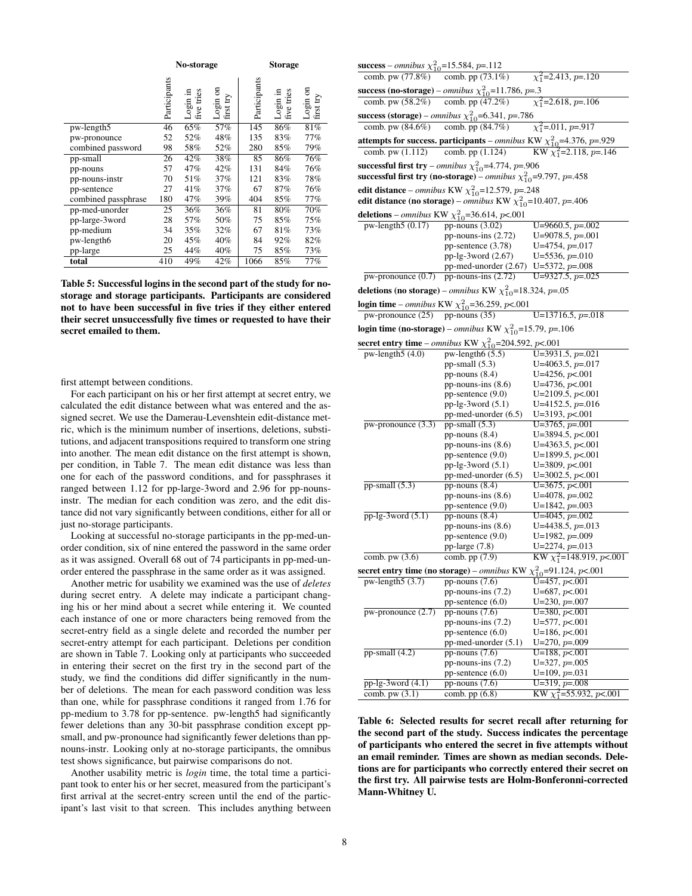| | No-storage | | | Storage | | |
|---|---|---|---|---|---|---|
| | Participants | Login in five tries | Login on first try | Participants | Login in five tries | Login on first try |
| pw-length5 | 46 | 65% | 57% | 145 | 86% | 81% |
| pw-pronounce | 52 | 52% | 48% | 135 | 83% | 77% |
| combined password | 98 | 58% | 52% | 280 | 85% | 79% |
| pp-small | 26 | 42% | 38% | 85 | 86% | 76% |
| pp-nouns | 57 | 47% | 42% | 131 | 84% | 76% |
| pp-nouns-instr | 70 | 51% | 37% | 121 | 83% | 78% |
| pp-sentence | 27 | 41% | 37% | 67 | 87% | 76% |
| combined passphrase | 180 | 47% | 39% | 404 | 85% | 77% |
| pp-med-unorder | 25 | 36% | 36% | 81 | 80% | 70% |
| pp-large-3word | 28 | 57% | 50% | 75 | 85% | 75% |
| pp-medium | 34 | 35% | 32% | 67 | 81% | 73% |
| pw-length6 | 20 | 45% | 40% | 84 | 92% | 82% |
| pp-large | 25 | 44% | 40% | 75 | 85% | 73% |
| **total** | 410 | 49% | 42% | 1066 | 85% | 77% |

**Table 5: Successful logins in the second part of the study for no-storage and storage participants. Participants are considered not to have been successful in five tries if they either entered their secret unsuccessfully five times or requested to have their secret emailed to them.**

first attempt between conditions.

For each participant on his or her first attempt at secret entry, we calculated the edit distance between what was entered and the assigned secret. We use the Damerau-Levenshtein edit-distance metric, which is the minimum number of insertions, deletions, substitutions, and adjacent transpositions required to transform one string into another. The mean edit distance on the first attempt is shown, per condition, in Table 7. The mean edit distance was less than one for each of the password conditions, and for passphrases it ranged between 1.12 for pp-large-3word and 2.96 for pp-nouns-instr. The median for each condition was zero, and the edit distance did not vary significantly between conditions, either for all or just no-storage participants.

Looking at successful no-storage participants in the pp-med-unorder condition, six of nine entered the password in the same order as it was assigned. Overall 68 out of 74 participants in pp-med-unorder entered the passphrase in the same order as it was assigned.

Another metric for usability we examined was the use of *deletes* during secret entry. A delete may indicate a participant changing his or her mind about a secret while entering it. We counted each instance of one or more characters being removed from the secret-entry field as a single delete and recorded the number per secret-entry attempt for each participant. Deletions per condition are shown in Table 7. Looking only at participants who succeeded in entering their secret on the first try in the second part of the study, we find the conditions did differ significantly in the number of deletions. The mean for each password condition was less than one, while for passphrase conditions it ranged from 1.76 for pp-medium to 3.78 for pp-sentence. pw-length5 had significantly fewer deletions than any 30-bit passphrase condition except pp-small, and pw-pronounce had significantly fewer deletions than pp-nouns-instr. Looking only at no-storage participants, the omnibus test shows significance, but pairwise comparisons do not.

Another usability metric is *login* time, the total time a participant took to enter his or her secret, measured from the participant's first arrival at the secret-entry screen until the end of the participant's last visit to that screen. This includes anything between

**success** – *omnibus* $\chi^2_{10}$=15.584, *p*=.112

| | | |
|---|---|---|
| comb. pw (77.8%) | comb. pp (73.1%) | $\chi^2_1$=2.413, *p*=.120 |

**success (no-storage)** – *omnibus* $\chi^2_{10}$=11.786, *p*=.3

| | | |
|---|---|---|
| comb. pw (58.2%) | comb. pp (47.2%) | $\chi^2_1$=2.618, *p*=.106 |

**success (storage)** – *omnibus* $\chi^2_{10}$=6.341, *p*=.786

| | | |
|---|---|---|
| comb. pw (84.6%) | comb. pp (84.7%) | $\chi^2_1$=.011, *p*=.917 |

**attempts for success. participants** – *omnibus* KW $\chi^2_{10}$=4.376, *p*=.929

| | | |
|---|---|---|
| comb. pw (1.112) | comb. pp (1.124) | KW $\chi^2_1$=2.118, *p*=.146 |

**successful first try** – *omnibus* $\chi^2_{10}$=4.774, *p*=.906

**successful first try (no-storage)** – *omnibus* $\chi^2_{10}$=9.797, *p*=.458

**edit distance** – *omnibus* KW $\chi^2_{10}$=12.579, *p*=.248

**edit distance (no storage)** – *omnibus* KW $\chi^2_{10}$=10.407, *p*=.406

**deletions** – *omnibus* KW $\chi^2_{10}$=36.614, *p*<.001

| | | |
|---|---|---|
| pw-length5 (0.17) | pp-nouns (3.02) | U=9660.5, *p*=.002 |
| | pp-nouns-ins (2.72) | U=9078.5, *p*=.001 |
| | pp-sentence (3.78) | U=4754, *p*=.017 |
| | pp-lg-3word (2.67) | U=5536, *p*=.010 |
| | pp-med-unorder (2.67) | U=5372, *p*=.008 |
| pw-pronounce (0.7) | pp-nouns-ins (2.72) | U=9327.5, *p*=.025 |

**deletions (no storage)** – *omnibus* KW $\chi^2_{10}$=18.324, *p*=.05

**login time** – *omnibus* KW $\chi^2_{10}$=36.259, *p*<.001

| | | |
|---|---|---|
| pw-pronounce (25) | pp-nouns (35) | U=13716.5, *p*=.018 |

**login time (no-storage)** – *omnibus* KW $\chi^2_{10}$=15.79, *p*=.106

**secret entry time** – *omnibus* KW $\chi^2_{10}$=204.592, *p*<.001

| | | |
|---|---|---|
| pw-length5 (4.0) | pw-length6 (5.5) | U=3931.5, *p*=.021 |
| | pp-small (5.3) | U=4063.5, *p*=.017 |
| | pp-nouns (8.4) | U=4256, *p*<.001 |
| | pp-nouns-ins (8.6) | U=4736, *p*<.001 |
| | pp-sentence (9.0) | U=2109.5, *p*<.001 |
| | pp-lg-3word (5.1) | U=4152.5, *p*=.016 |
| | pp-med-unorder (6.5) | U=3193, *p*<.001 |
| pw-pronounce (3.3) | pp-small (5.3) | U=3765, *p*=.001 |
| | pp-nouns (8.4) | U=3894.5, *p*<.001 |
| | pp-nouns-ins (8.6) | U=4363.5, *p*<.001 |
| | pp-sentence (9.0) | U=1899.5, *p*<.001 |
| | pp-lg-3word (5.1) | U=3809, *p*<.001 |
| | pp-med-unorder (6.5) | U=3002.5, *p*<.001 |
| pp-small (5.3) | pp-nouns (8.4) | U=3675, *p*<.001 |
| | pp-nouns-ins (8.6) | U=4078, *p*=.002 |
| | pp-sentence (9.0) | U=1842, *p*=.003 |
| pp-lg-3word (5.1) | pp-nouns (8.4) | U=4045, *p*=.002 |
| | pp-nouns-ins (8.6) | U=4438.5, *p*=.013 |
| | pp-sentence (9.0) | U=1982, *p*=.009 |
| | pp-large (7.8) | U=2274, *p*=.013 |
| comb. pw (3.6) | comb. pp (7.9) | KW $\chi^2_1$=148.919, *p*<.001 |

**secret entry time (no storage)** – *omnibus* KW $\chi^2_{10}$=91.124, *p*<.001

| | | |
|---|---|---|
| pw-length5 (3.7) | pp-nouns (7.6) | U=457, *p*<.001 |
| | pp-nouns-ins (7.2) | U=687, *p*<.001 |
| | pp-sentence (6.0) | U=230, *p*=.007 |
| pw-pronounce (2.7) | pp-nouns (7.6) | U=380, *p*<.001 |
| | pp-nouns-ins (7.2) | U=577, *p*<.001 |
| | pp-sentence (6.0) | U=186, *p*<.001 |
| | pp-med-unorder (5.1) | U=270, *p*=.009 |
| pp-small (4.2) | pp-nouns (7.6) | U=188, *p*<.001 |
| | pp-nouns-ins (7.2) | U=327, *p*=.005 |
| | pp-sentence (6.0) | U=109, *p*=.031 |
| pp-lg-3word (4.1) | pp-nouns (7.6) | U=319, *p*=.008 |
| comb. pw (3.1) | comb. pp (6.8) | KW $\chi^2_1$=55.932, *p*<.001 |

**Table 6: Selected results for secret recall after returning for the second part of the study. Success indicates the percentage of participants who entered the secret in five attempts without an email reminder. Times are shown as median seconds. Deletions are for participants who correctly entered their secret on the first try. All pairwise tests are Holm-Bonferonni-corrected Mann-Whitney U.**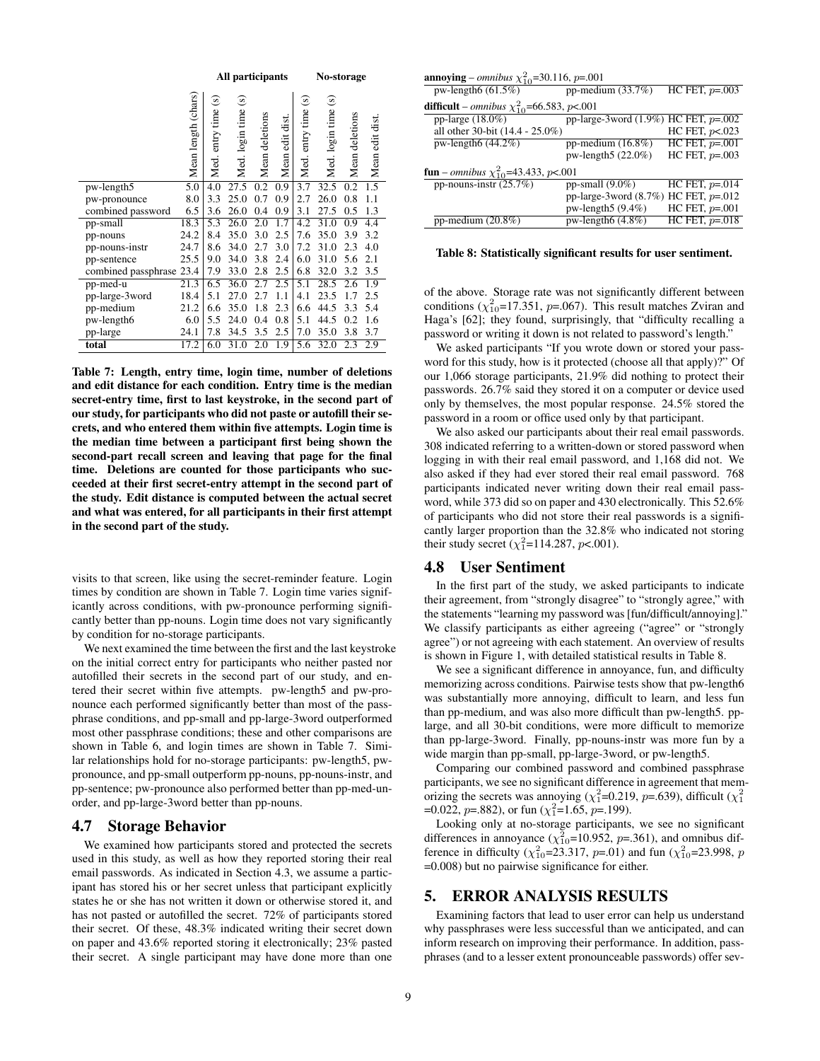| | | All participants | | | | | No-storage | | | |
|---|---|---|---|---|---|---|---|---|---|---|
| | Mean length (chars) | Med. entry time (s) | Med. login time (s) | Mean deletions | Mean edit dist. | Med. entry time (s) | Med. login time (s) | Mean deletions | Mean edit dist. |
| pw-length5 | 5.0 | 4.0 | 27.5 | 0.2 | 0.9 | 3.7 | 32.5 | 0.2 | 1.5 |
| pw-pronounce | 8.0 | 3.3 | 25.0 | 0.7 | 0.9 | 2.7 | 26.0 | 0.8 | 1.1 |
| combined password | 6.5 | 3.6 | 26.0 | 0.4 | 0.9 | 3.1 | 27.5 | 0.5 | 1.3 |
| pp-small | 18.3 | 5.3 | 26.0 | 2.0 | 1.7 | 4.2 | 31.0 | 0.9 | 4.4 |
| pp-nouns | 24.2 | 8.4 | 35.0 | 3.0 | 2.5 | 7.6 | 35.0 | 3.9 | 3.2 |
| pp-nouns-instr | 24.7 | 8.6 | 34.0 | 2.7 | 3.0 | 7.2 | 31.0 | 2.3 | 4.0 |
| pp-sentence | 25.5 | 9.0 | 34.0 | 3.8 | 2.4 | 6.0 | 31.0 | 5.6 | 2.1 |
| combined passphrase | 23.4 | 7.9 | 33.0 | 2.8 | 2.5 | 6.8 | 32.0 | 3.2 | 3.5 |
| pp-med-u | 21.3 | 6.5 | 36.0 | 2.7 | 2.5 | 5.1 | 28.5 | 2.6 | 1.9 |
| pp-large-3word | 18.4 | 5.1 | 27.0 | 2.7 | 1.1 | 4.1 | 23.5 | 1.7 | 2.5 |
| pp-medium | 21.2 | 6.6 | 35.0 | 1.8 | 2.3 | 6.6 | 44.5 | 3.3 | 5.4 |
| pw-length6 | 6.0 | 5.5 | 24.0 | 0.4 | 0.8 | 5.1 | 44.5 | 0.2 | 1.6 |
| pp-large | 24.1 | 7.8 | 34.5 | 3.5 | 2.5 | 7.0 | 35.0 | 3.8 | 3.7 |
| **total** | 17.2 | 6.0 | 31.0 | 2.0 | 1.9 | 5.6 | 32.0 | 2.3 | 2.9 |

**Table 7: Length, entry time, login time, number of deletions and edit distance for each condition. Entry time is the median secret-entry time, first to last keystroke, in the second part of our study, for participants who did not paste or autofill their secrets, and who entered them within five attempts. Login time is the median time between a participant first being shown the second-part recall screen and leaving that page for the final time. Deletions are counted for those participants who succeeded at their first secret-entry attempt in the second part of the study. Edit distance is computed between the actual secret and what was entered, for all participants in their first attempt in the second part of the study.**

visits to that screen, like using the secret-reminder feature. Login times by condition are shown in Table 7. Login time varies significantly across conditions, with pw-pronounce performing significantly better than pp-nouns. Login time does not vary significantly by condition for no-storage participants.

We next examined the time between the first and the last keystroke on the initial correct entry for participants who neither pasted nor autofilled their secrets in the second part of our study, and entered their secret within five attempts. pw-length5 and pw-pronounce each performed significantly better than most of the passphrase conditions, and pp-small and pp-large-3word outperformed most other passphrase conditions; these and other comparisons are shown in Table 6, and login times are shown in Table 7. Similar relationships hold for no-storage participants: pw-length5, pw-pronounce, and pp-small outperform pp-nouns, pp-nouns-instr, and pp-sentence; pw-pronounce also performed better than pp-med-unorder, and pp-large-3word better than pp-nouns.

## 4.7 Storage Behavior

We examined how participants stored and protected the secrets used in this study, as well as how they reported storing their real email passwords. As indicated in Section 4.3, we assume a participant has stored his or her secret unless that participant explicitly states he or she has not written it down or otherwise stored it, and has not pasted or autofilled the secret. 72% of participants stored their secret. Of these, 48.3% indicated writing their secret down on paper and 43.6% reported storing it electronically; 23% pasted their secret. A single participant may have done more than one of the above. Storage rate was not significantly different between conditions ($\chi^2_{10}$=17.351, $p$=.067). This result matches Zviran and Haga's [62]; they found, surprisingly, that "difficulty recalling a password or writing it down is not related to password's length."

We asked participants "If you wrote down or stored your password for this study, how is it protected (choose all that apply)?" Of our 1,066 storage participants, 21.9% did nothing to protect their passwords. 26.7% said they stored it on a computer or device used only by themselves, the most popular response. 24.5% stored the password in a room or office used only by that participant.

We also asked our participants about their real email passwords. 308 indicated referring to a written-down or stored password when logging in with their real email password, and 1,168 did not. We also asked if they had ever stored their real email password. 768 participants indicated never writing down their real email password, while 373 did so on paper and 430 electronically. This 52.6% of participants who did not store their real passwords is a significantly larger proportion than the 32.8% who indicated not storing their study secret ($\chi^2_1$=114.287, $p$<.001).

| **annoying** – *omnibus* $\chi^2_{10}$=30.116, $p$=.001 | | |
|---|---|---|
| pw-length6 (61.5%) | pp-medium (33.7%) | HC FET, $p$=.003 |
| **difficult** – *omnibus* $\chi^2_{10}$=66.583, $p$<.001 | | |
| pp-large (18.0%) | pp-large-3word (1.9%) | HC FET, $p$=.002 |
| all other 30-bit (14.4 - 25.0%) | | HC FET, $p$<.023 |
| pw-length6 (44.2%) | pp-medium (16.8%) | HC FET, $p$=.001 |
| | pw-length5 (22.0%) | HC FET, $p$=.003 |
| **fun** – *omnibus* $\chi^2_{10}$=43.433, $p$<.001 | | |
| pp-nouns-instr (25.7%) | pp-small (9.0%) | HC FET, $p$=.014 |
| | pp-large-3word (8.7%) | HC FET, $p$=.012 |
| | pw-length5 (9.4%) | HC FET, $p$=.001 |
| pp-medium (20.8%) | pw-length6 (4.8%) | HC FET, $p$=.018 |

**Table 8: Statistically significant results for user sentiment.**

## 4.8 User Sentiment

In the first part of the study, we asked participants to indicate their agreement, from "strongly disagree" to "strongly agree," with the statements "learning my password was [fun/difficult/annoying]." We classify participants as either agreeing ("agree" or "strongly agree") or not agreeing with each statement. An overview of results is shown in Figure 1, with detailed statistical results in Table 8.

We see a significant difference in annoyance, fun, and difficulty memorizing across conditions. Pairwise tests show that pw-length6 was substantially more annoying, difficult to learn, and less fun than pp-medium, and was also more difficult than pw-length5. pp-large, and all 30-bit conditions, were more difficult to memorize than pp-large-3word. Finally, pp-nouns-instr was more fun by a wide margin than pp-small, pp-large-3word, or pw-length5.

Comparing our combined password and combined passphrase participants, we see no significant difference in agreement that memorizing the secrets was annoying ($\chi^2_1$=0.219, $p$=.639), difficult ($\chi^2_1$ =0.022, $p$=.882), or fun ($\chi^2_1$=1.65, $p$=.199).

Looking only at no-storage participants, we see no significant differences in annoyance ($\chi^2_{10}$=10.952, $p$=.361), and omnibus difference in difficulty ($\chi^2_{10}$=23.317, $p$=.01) and fun ($\chi^2_{10}$=23.998, $p$ =0.008) but no pairwise significance for either.

# 5. ERROR ANALYSIS RESULTS

Examining factors that lead to user error can help us understand why passphrases were less successful than we anticipated, and can inform research on improving their performance. In addition, passphrases (and to a lesser extent pronounceable passwords) offer sev-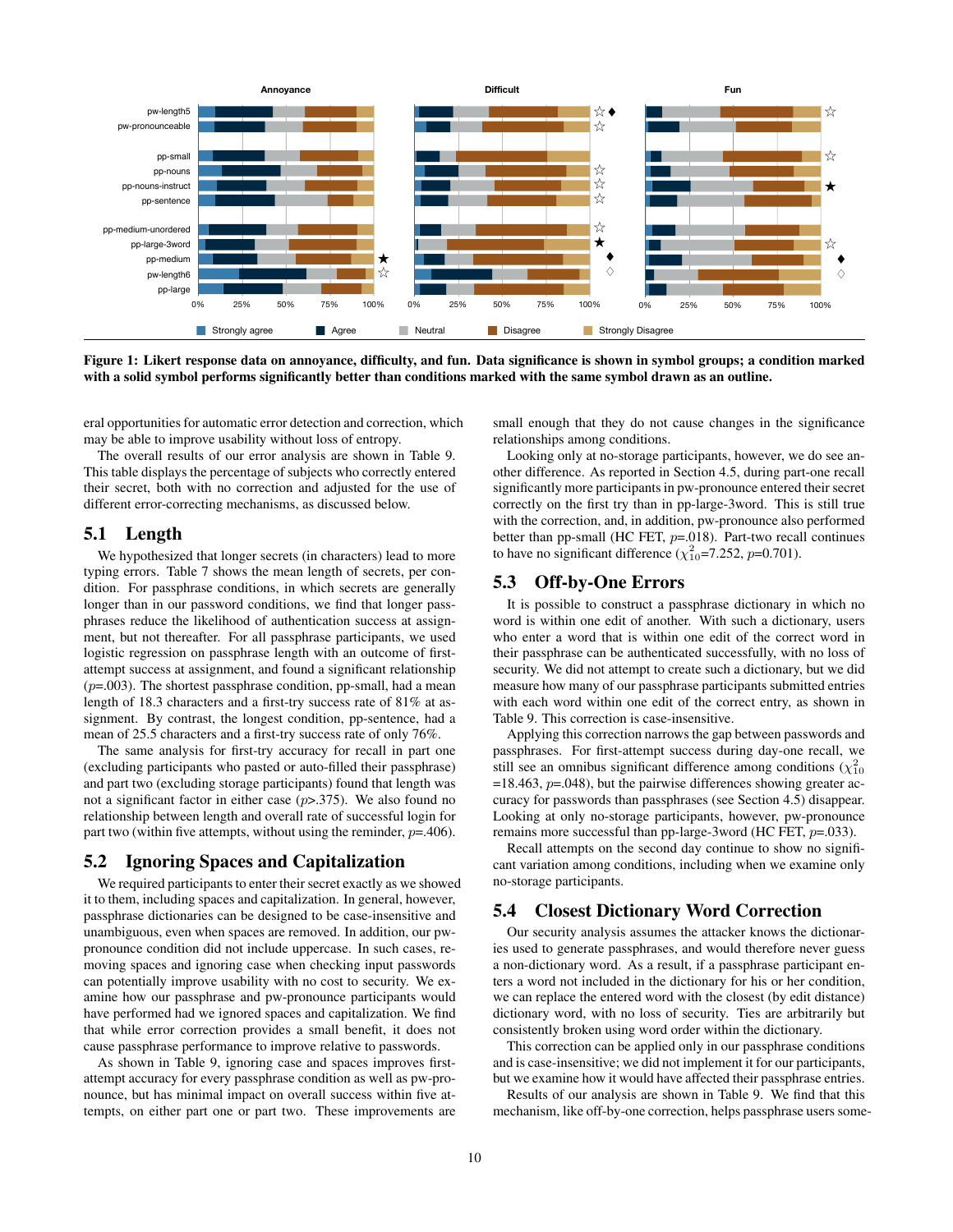**Figure 1: Likert response data on annoyance, difficulty, and fun. Data significance is shown in symbol groups; a condition marked with a solid symbol performs significantly better than conditions marked with the same symbol drawn as an outline.**

eral opportunities for automatic error detection and correction, which may be able to improve usability without loss of entropy.

The overall results of our error analysis are shown in Table 9. This table displays the percentage of subjects who correctly entered their secret, both with no correction and adjusted for the use of different error-correcting mechanisms, as discussed below.

## 5.1 Length

We hypothesized that longer secrets (in characters) lead to more typing errors. Table 7 shows the mean length of secrets, per condition. For passphrase conditions, in which secrets are generally longer than in our password conditions, we find that longer passphrases reduce the likelihood of authentication success at assignment, but not thereafter. For all passphrase participants, we used logistic regression on passphrase length with an outcome of first-attempt success at assignment, and found a significant relationship ($p$=.003). The shortest passphrase condition, pp-small, had a mean length of 18.3 characters and a first-try success rate of 81% at assignment. By contrast, the longest condition, pp-sentence, had a mean of 25.5 characters and a first-try success rate of only 76%.

The same analysis for first-try accuracy for recall in part one (excluding participants who pasted or auto-filled their passphrase) and part two (excluding storage participants) found that length was not a significant factor in either case ($p$>.375). We also found no relationship between length and overall rate of successful login for part two (within five attempts, without using the reminder, $p$=.406).

## 5.2 Ignoring Spaces and Capitalization

We required participants to enter their secret exactly as we showed it to them, including spaces and capitalization. In general, however, passphrase dictionaries can be designed to be case-insensitive and unambiguous, even when spaces are removed. In addition, our pw-pronounce condition did not include uppercase. In such cases, removing spaces and ignoring case when checking input passwords can potentially improve usability with no cost to security. We examine how our passphrase and pw-pronounce participants would have performed had we ignored spaces and capitalization. We find that while error correction provides a small benefit, it does not cause passphrase performance to improve relative to passwords.

As shown in Table 9, ignoring case and spaces improves first-attempt accuracy for every passphrase condition as well as pw-pronounce, but has minimal impact on overall success within five attempts, on either part one or part two. These improvements are small enough that they do not cause changes in the significance relationships among conditions.

Looking only at no-storage participants, however, we do see another difference. As reported in Section 4.5, during part-one recall significantly more participants in pw-pronounce entered their secret correctly on the first try than in pp-large-3word. This is still true with the correction, and, in addition, pw-pronounce also performed better than pp-small (HC FET, $p$=.018). Part-two recall continues to have no significant difference ($\chi^2_{10}$=7.252, $p$=0.701).

## 5.3 Off-by-One Errors

It is possible to construct a passphrase dictionary in which no word is within one edit of another. With such a dictionary, users who enter a word that is within one edit of the correct word in their passphrase can be authenticated successfully, with no loss of security. We did not attempt to create such a dictionary, but we did measure how many of our passphrase participants submitted entries with each word within one edit of the correct entry, as shown in Table 9. This correction is case-insensitive.

Applying this correction narrows the gap between passwords and passphrases. For first-attempt success during day-one recall, we still see an omnibus significant difference among conditions ($\chi^2_{10}$ =18.463, $p$=.048), but the pairwise differences showing greater accuracy for passwords than passphrases (see Section 4.5) disappear. Looking at only no-storage participants, however, pw-pronounce remains more successful than pp-large-3word (HC FET, $p$=.033).

Recall attempts on the second day continue to show no significant variation among conditions, including when we examine only no-storage participants.

## 5.4 Closest Dictionary Word Correction

Our security analysis assumes the attacker knows the dictionaries used to generate passphrases, and would therefore never guess a non-dictionary word. As a result, if a passphrase participant enters a word not included in the dictionary for his or her condition, we can replace the entered word with the closest (by edit distance) dictionary word, with no loss of security. Ties are arbitrarily but consistently broken using word order within the dictionary.

This correction can be applied only in our passphrase conditions and is case-insensitive; we did not implement it for our participants, but we examine how it would have affected their passphrase entries.

Results of our analysis are shown in Table 9. We find that this mechanism, like off-by-one correction, helps passphrase users some-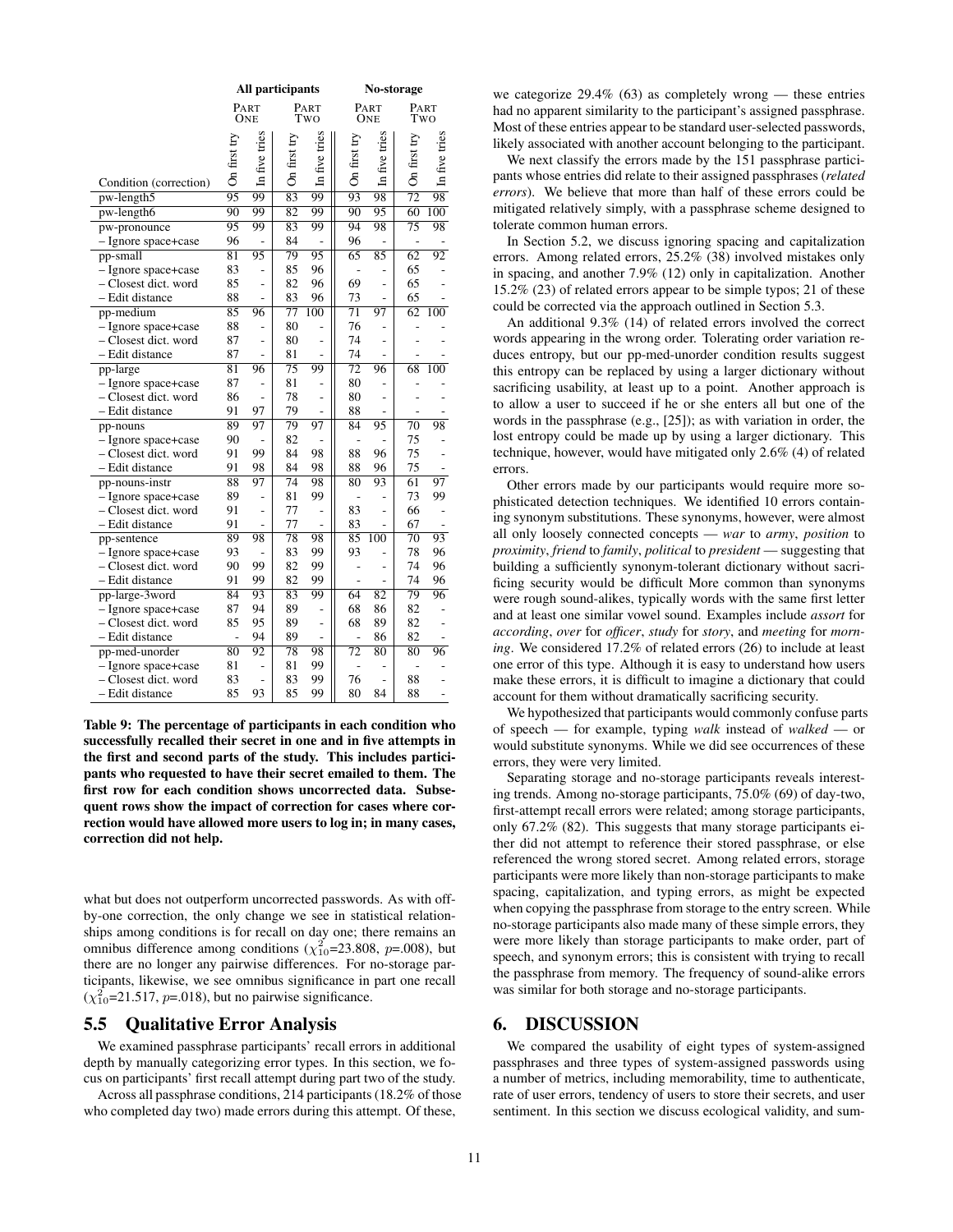| Condition (correction) | All participants: Part One — On first try | All participants: Part One — In five tries | All participants: Part Two — On first try | All participants: Part Two — In five tries | No-storage: Part One — On first try | No-storage: Part One — In five tries | No-storage: Part Two — On first try | No-storage: Part Two — In five tries |
|---|---|---|---|---|---|---|---|---|
| pw-length5 | 95 | 99 | 83 | 99 | 93 | 98 | 72 | 98 |
| pw-length6 | 90 | 99 | 82 | 99 | 90 | 95 | 60 | 100 |
| pw-pronounce | 95 | 99 | 83 | 99 | 94 | 98 | 75 | 98 |
| – Ignore space+case | 96 | - | 84 | - | 96 | - | - | - |
| pp-small | 81 | 95 | 79 | 95 | 65 | 85 | 62 | 92 |
| – Ignore space+case | 83 | - | 85 | 96 | - | - | 65 | - |
| – Closest dict. word | 85 | - | 82 | 96 | 69 | - | 65 | - |
| – Edit distance | 88 | - | 83 | 96 | 73 | - | 65 | - |
| pp-medium | 85 | 96 | 77 | 100 | 71 | 97 | 62 | 100 |
| – Ignore space+case | 88 | - | 80 | - | 76 | - | - | - |
| – Closest dict. word | 87 | - | 80 | - | 74 | - | - | - |
| – Edit distance | 87 | - | 81 | - | 74 | - | - | - |
| pp-large | 81 | 96 | 75 | 99 | 72 | 96 | 68 | 100 |
| – Ignore space+case | 87 | - | 81 | - | 80 | - | - | - |
| – Closest dict. word | 86 | - | 78 | - | 80 | - | - | - |
| – Edit distance | 91 | 97 | 79 | - | 88 | - | - | - |
| pp-nouns | 89 | 97 | 79 | 97 | 84 | 95 | 70 | 98 |
| – Ignore space+case | 90 | - | 82 | - | - | - | 75 | - |
| – Closest dict. word | 91 | 99 | 84 | 98 | 88 | 96 | 75 | - |
| – Edit distance | 91 | 98 | 84 | 98 | 88 | 96 | 75 | - |
| pp-nouns-instr | 88 | 97 | 74 | 98 | 80 | 93 | 61 | 97 |
| – Ignore space+case | 89 | - | 81 | 99 | - | - | 73 | 99 |
| – Closest dict. word | 91 | - | 77 | - | 83 | - | 66 | - |
| – Edit distance | 91 | - | 77 | - | 83 | - | 67 | - |
| pp-sentence | 89 | 98 | 78 | 98 | 85 | 100 | 70 | 93 |
| – Ignore space+case | 93 | - | 83 | 99 | 93 | - | 78 | 96 |
| – Closest dict. word | 90 | 99 | 82 | 99 | - | - | 74 | 96 |
| – Edit distance | 91 | 99 | 82 | 99 | - | - | 74 | 96 |
| pp-large-3word | 84 | 93 | 83 | 99 | 64 | 82 | 79 | 96 |
| – Ignore space+case | 87 | 94 | 89 | - | 68 | 86 | 82 | - |
| – Closest dict. word | 85 | 95 | 89 | - | 68 | 89 | 82 | - |
| – Edit distance | - | 94 | 89 | - | - | 86 | 82 | - |
| pp-med-unorder | 80 | 92 | 78 | 98 | 72 | 80 | 80 | 96 |
| – Ignore space+case | 81 | - | 81 | 99 | - | - | - | - |
| – Closest dict. word | 83 | - | 83 | 99 | 76 | - | 88 | - |
| – Edit distance | 85 | 93 | 85 | 99 | 80 | 84 | 88 | - |

**Table 9: The percentage of participants in each condition who successfully recalled their secret in one and in five attempts in the first and second parts of the study. This includes participants who requested to have their secret emailed to them. The first row for each condition shows uncorrected data. Subsequent rows show the impact of correction for cases where correction would have allowed more users to log in; in many cases, correction did not help.**

what but does not outperform uncorrected passwords. As with off-by-one correction, the only change we see in statistical relationships among conditions is for recall on day one; there remains an omnibus difference among conditions ($\chi^2_{10}$=23.808, $p$=.008), but there are no longer any pairwise differences. For no-storage participants, likewise, we see omnibus significance in part one recall ($\chi^2_{10}$=21.517, $p$=.018), but no pairwise significance.

## 5.5 Qualitative Error Analysis

We examined passphrase participants' recall errors in additional depth by manually categorizing error types. In this section, we focus on participants' first recall attempt during part two of the study.

Across all passphrase conditions, 214 participants (18.2% of those who completed day two) made errors during this attempt. Of these, we categorize 29.4% (63) as completely wrong — these entries had no apparent similarity to the participant's assigned passphrase. Most of these entries appear to be standard user-selected passwords, likely associated with another account belonging to the participant.

We next classify the errors made by the 151 passphrase participants whose entries did relate to their assigned passphrases (*related errors*). We believe that more than half of these errors could be mitigated relatively simply, with a passphrase scheme designed to tolerate common human errors.

In Section 5.2, we discuss ignoring spacing and capitalization errors. Among related errors, 25.2% (38) involved mistakes only in spacing, and another 7.9% (12) only in capitalization. Another 15.2% (23) of related errors appear to be simple typos; 21 of these could be corrected via the approach outlined in Section 5.3.

An additional 9.3% (14) of related errors involved the correct words appearing in the wrong order. Tolerating order variation reduces entropy, but our pp-med-unorder condition results suggest this entropy can be replaced by using a larger dictionary without sacrificing usability, at least up to a point. Another approach is to allow a user to succeed if he or she enters all but one of the words in the passphrase (e.g., [25]); as with variation in order, the lost entropy could be made up by using a larger dictionary. This technique, however, would have mitigated only 2.6% (4) of related errors.

Other errors made by our participants would require more sophisticated detection techniques. We identified 10 errors containing synonym substitutions. These synonyms, however, were almost all only loosely connected concepts — *war* to *army*, *position* to *proximity*, *friend* to *family*, *political* to *president* — suggesting that building a sufficiently synonym-tolerant dictionary without sacrificing security would be difficult More common than synonyms were rough sound-alikes, typically words with the same first letter and at least one similar vowel sound. Examples include *assort* for *according*, *over* for *officer*, *study* for *story*, and *meeting* for *morning*. We considered 17.2% of related errors (26) to include at least one error of this type. Although it is easy to understand how users make these errors, it is difficult to imagine a dictionary that could account for them without dramatically sacrificing security.

We hypothesized that participants would commonly confuse parts of speech — for example, typing *walk* instead of *walked* — or would substitute synonyms. While we did see occurrences of these errors, they were very limited.

Separating storage and no-storage participants reveals interesting trends. Among no-storage participants, 75.0% (69) of day-two, first-attempt recall errors were related; among storage participants, only 67.2% (82). This suggests that many storage participants either did not attempt to reference their stored passphrase, or else referenced the wrong stored secret. Among related errors, storage participants were more likely than non-storage participants to make spacing, capitalization, and typing errors, as might be expected when copying the passphrase from storage to the entry screen. While no-storage participants also made many of these simple errors, they were more likely than storage participants to make order, part of speech, and synonym errors; this is consistent with trying to recall the passphrase from memory. The frequency of sound-alike errors was similar for both storage and no-storage participants.

# 6. DISCUSSION

We compared the usability of eight types of system-assigned passphrases and three types of system-assigned passwords using a number of metrics, including memorability, time to authenticate, rate of user errors, tendency of users to store their secrets, and user sentiment. In this section we discuss ecological validity, and sum-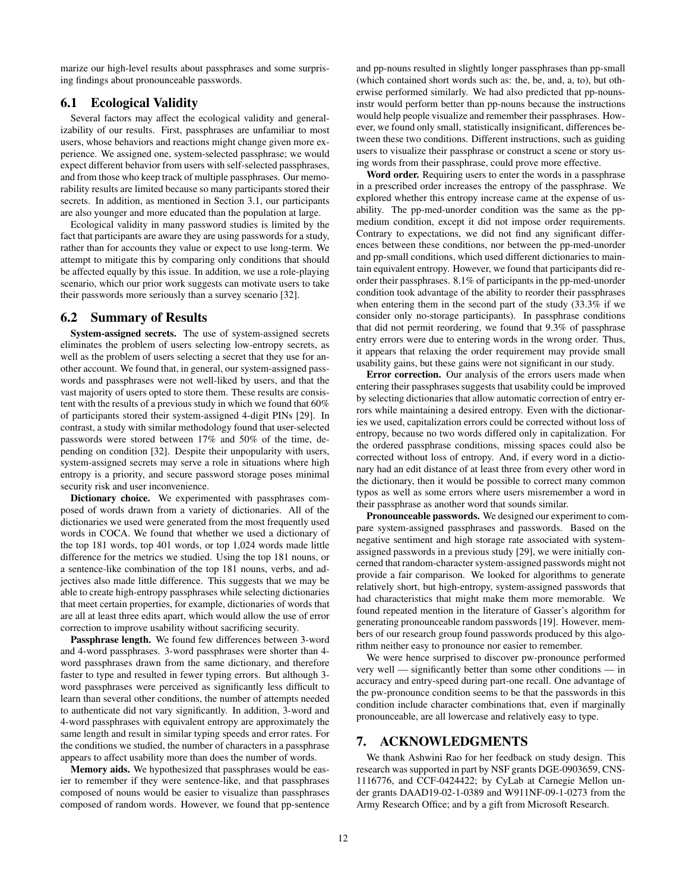marize our high-level results about passphrases and some surprising findings about pronounceable passwords.

## 6.1 Ecological Validity

Several factors may affect the ecological validity and generalizability of our results. First, passphrases are unfamiliar to most users, whose behaviors and reactions might change given more experience. We assigned one, system-selected passphrase; we would expect different behavior from users with self-selected passphrases, and from those who keep track of multiple passphrases. Our memorability results are limited because so many participants stored their secrets. In addition, as mentioned in Section 3.1, our participants are also younger and more educated than the population at large.

Ecological validity in many password studies is limited by the fact that participants are aware they are using passwords for a study, rather than for accounts they value or expect to use long-term. We attempt to mitigate this by comparing only conditions that should be affected equally by this issue. In addition, we use a role-playing scenario, which our prior work suggests can motivate users to take their passwords more seriously than a survey scenario [32].

## 6.2 Summary of Results

**System-assigned secrets.** The use of system-assigned secrets eliminates the problem of users selecting low-entropy secrets, as well as the problem of users selecting a secret that they use for another account. We found that, in general, our system-assigned passwords and passphrases were not well-liked by users, and that the vast majority of users opted to store them. These results are consistent with the results of a previous study in which we found that 60% of participants stored their system-assigned 4-digit PINs [29]. In contrast, a study with similar methodology found that user-selected passwords were stored between 17% and 50% of the time, depending on condition [32]. Despite their unpopularity with users, system-assigned secrets may serve a role in situations where high entropy is a priority, and secure password storage poses minimal security risk and user inconvenience.

**Dictionary choice.** We experimented with passphrases composed of words drawn from a variety of dictionaries. All of the dictionaries we used were generated from the most frequently used words in COCA. We found that whether we used a dictionary of the top 181 words, top 401 words, or top 1,024 words made little difference for the metrics we studied. Using the top 181 nouns, or a sentence-like combination of the top 181 nouns, verbs, and adjectives also made little difference. This suggests that we may be able to create high-entropy passphrases while selecting dictionaries that meet certain properties, for example, dictionaries of words that are all at least three edits apart, which would allow the use of error correction to improve usability without sacrificing security.

**Passphrase length.** We found few differences between 3-word and 4-word passphrases. 3-word passphrases were shorter than 4-word passphrases drawn from the same dictionary, and therefore faster to type and resulted in fewer typing errors. But although 3-word passphrases were perceived as significantly less difficult to learn than several other conditions, the number of attempts needed to authenticate did not vary significantly. In addition, 3-word and 4-word passphrases with equivalent entropy are approximately the same length and result in similar typing speeds and error rates. For the conditions we studied, the number of characters in a passphrase appears to affect usability more than does the number of words.

**Memory aids.** We hypothesized that passphrases would be easier to remember if they were sentence-like, and that passphrases composed of nouns would be easier to visualize than passphrases composed of random words. However, we found that pp-sentence and pp-nouns resulted in slightly longer passphrases than pp-small (which contained short words such as: the, be, and, a, to), but otherwise performed similarly. We had also predicted that pp-nouns-instr would perform better than pp-nouns because the instructions would help people visualize and remember their passphrases. However, we found only small, statistically insignificant, differences between these two conditions. Different instructions, such as guiding users to visualize their passphrase or construct a scene or story using words from their passphrase, could prove more effective.

**Word order.** Requiring users to enter the words in a passphrase in a prescribed order increases the entropy of the passphrase. We explored whether this entropy increase came at the expense of usability. The pp-med-unorder condition was the same as the pp-medium condition, except it did not impose order requirements. Contrary to expectations, we did not find any significant differences between these conditions, nor between the pp-med-unorder and pp-small conditions, which used different dictionaries to maintain equivalent entropy. However, we found that participants did reorder their passphrases. 8.1% of participants in the pp-med-unorder condition took advantage of the ability to reorder their passphrases when entering them in the second part of the study (33.3% if we consider only no-storage participants). In passphrase conditions that did not permit reordering, we found that 9.3% of passphrase entry errors were due to entering words in the wrong order. Thus, it appears that relaxing the order requirement may provide small usability gains, but these gains were not significant in our study.

**Error correction.** Our analysis of the errors users made when entering their passphrases suggests that usability could be improved by selecting dictionaries that allow automatic correction of entry errors while maintaining a desired entropy. Even with the dictionaries we used, capitalization errors could be corrected without loss of entropy, because no two words differed only in capitalization. For the ordered passphrase conditions, missing spaces could also be corrected without loss of entropy. And, if every word in a dictionary had an edit distance of at least three from every other word in the dictionary, then it would be possible to correct many common typos as well as some errors where users misremember a word in their passphrase as another word that sounds similar.

**Pronounceable passwords.** We designed our experiment to compare system-assigned passphrases and passwords. Based on the negative sentiment and high storage rate associated with system-assigned passwords in a previous study [29], we were initially concerned that random-character system-assigned passwords might not provide a fair comparison. We looked for algorithms to generate relatively short, but high-entropy, system-assigned passwords that had characteristics that might make them more memorable. We found repeated mention in the literature of Gasser's algorithm for generating pronounceable random passwords [19]. However, members of our research group found passwords produced by this algorithm neither easy to pronounce nor easier to remember.

We were hence surprised to discover pw-pronounce performed very well — significantly better than some other conditions — in accuracy and entry-speed during part-one recall. One advantage of the pw-pronounce condition seems to be that the passwords in this condition include character combinations that, even if marginally pronounceable, are all lowercase and relatively easy to type.

# 7. ACKNOWLEDGMENTS

We thank Ashwini Rao for her feedback on study design. This research was supported in part by NSF grants DGE-0903659, CNS-1116776, and CCF-0424422; by CyLab at Carnegie Mellon under grants DAAD19-02-1-0389 and W911NF-09-1-0273 from the Army Research Office; and by a gift from Microsoft Research.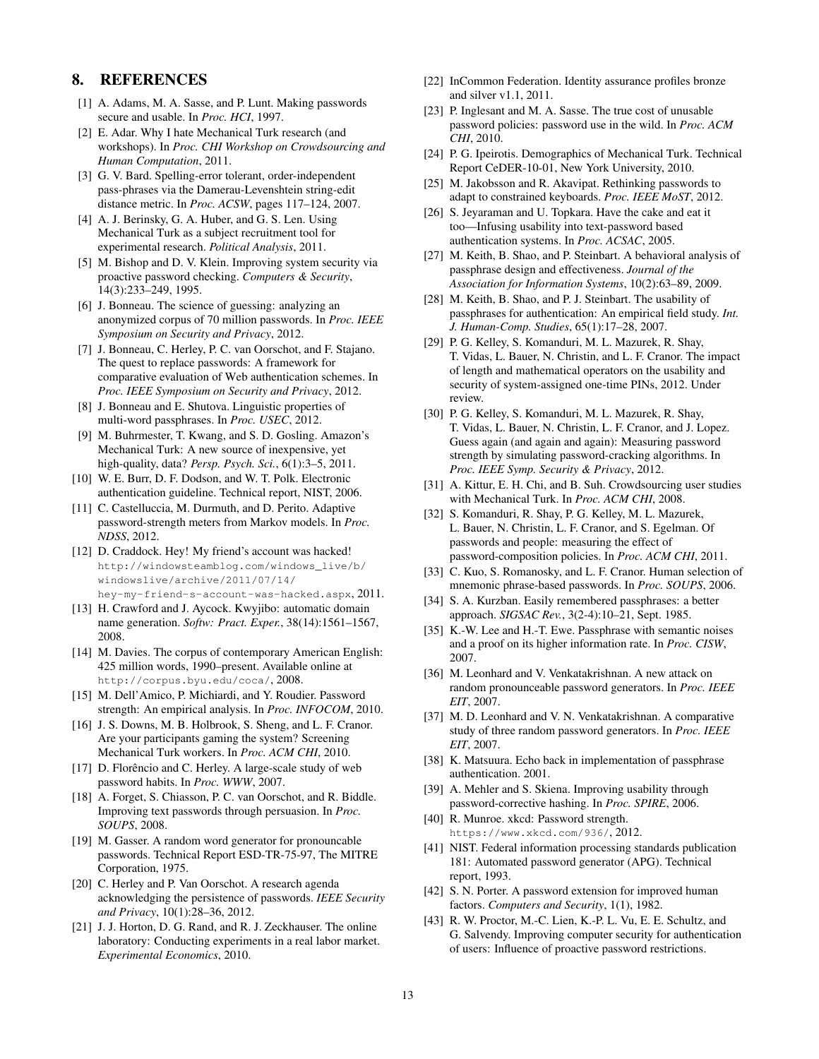## 8. REFERENCES

[1] A. Adams, M. A. Sasse, and P. Lunt. Making passwords secure and usable. In *Proc. HCI*, 1997.

[2] E. Adar. Why I hate Mechanical Turk research (and workshops). In *Proc. CHI Workshop on Crowdsourcing and Human Computation*, 2011.

[3] G. V. Bard. Spelling-error tolerant, order-independent pass-phrases via the Damerau-Levenshtein string-edit distance metric. In *Proc. ACSW*, pages 117–124, 2007.

[4] A. J. Berinsky, G. A. Huber, and G. S. Len. Using Mechanical Turk as a subject recruitment tool for experimental research. *Political Analysis*, 2011.

[5] M. Bishop and D. V. Klein. Improving system security via proactive password checking. *Computers & Security*, 14(3):233–249, 1995.

[6] J. Bonneau. The science of guessing: analyzing an anonymized corpus of 70 million passwords. In *Proc. IEEE Symposium on Security and Privacy*, 2012.

[7] J. Bonneau, C. Herley, P. C. van Oorschot, and F. Stajano. The quest to replace passwords: A framework for comparative evaluation of Web authentication schemes. In *Proc. IEEE Symposium on Security and Privacy*, 2012.

[8] J. Bonneau and E. Shutova. Linguistic properties of multi-word passphrases. In *Proc. USEC*, 2012.

[9] M. Buhrmester, T. Kwang, and S. D. Gosling. Amazon's Mechanical Turk: A new source of inexpensive, yet high-quality, data? *Persp. Psych. Sci.*, 6(1):3–5, 2011.

[10] W. E. Burr, D. F. Dodson, and W. T. Polk. Electronic authentication guideline. Technical report, NIST, 2006.

[11] C. Castelluccia, M. Durmuth, and D. Perito. Adaptive password-strength meters from Markov models. In *Proc. NDSS*, 2012.

[12] D. Craddock. Hey! My friend's account was hacked! `http://windowsteamblog.com/windows_live/b/windowslive/archive/2011/07/14/hey-my-friend-s-account-was-hacked.aspx`, 2011.

[13] H. Crawford and J. Aycock. Kwyjibo: automatic domain name generation. *Softw: Pract. Exper.*, 38(14):1561–1567, 2008.

[14] M. Davies. The corpus of contemporary American English: 425 million words, 1990–present. Available online at `http://corpus.byu.edu/coca/`, 2008.

[15] M. Dell'Amico, P. Michiardi, and Y. Roudier. Password strength: An empirical analysis. In *Proc. INFOCOM*, 2010.

[16] J. S. Downs, M. B. Holbrook, S. Sheng, and L. F. Cranor. Are your participants gaming the system? Screening Mechanical Turk workers. In *Proc. ACM CHI*, 2010.

[17] D. Florêncio and C. Herley. A large-scale study of web password habits. In *Proc. WWW*, 2007.

[18] A. Forget, S. Chiasson, P. C. van Oorschot, and R. Biddle. Improving text passwords through persuasion. In *Proc. SOUPS*, 2008.

[19] M. Gasser. A random word generator for pronouncable passwords. Technical Report ESD-TR-75-97, The MITRE Corporation, 1975.

[20] C. Herley and P. Van Oorschot. A research agenda acknowledging the persistence of passwords. *IEEE Security and Privacy*, 10(1):28–36, 2012.

[21] J. J. Horton, D. G. Rand, and R. J. Zeckhauser. The online laboratory: Conducting experiments in a real labor market. *Experimental Economics*, 2010.

[22] InCommon Federation. Identity assurance profiles bronze and silver v1.1, 2011.

[23] P. Inglesant and M. A. Sasse. The true cost of unusable password policies: password use in the wild. In *Proc. ACM CHI*, 2010.

[24] P. G. Ipeirotis. Demographics of Mechanical Turk. Technical Report CeDER-10-01, New York University, 2010.

[25] M. Jakobsson and R. Akavipat. Rethinking passwords to adapt to constrained keyboards. *Proc. IEEE MoST*, 2012.

[26] S. Jeyaraman and U. Topkara. Have the cake and eat it too—Infusing usability into text-password based authentication systems. In *Proc. ACSAC*, 2005.

[27] M. Keith, B. Shao, and P. Steinbart. A behavioral analysis of passphrase design and effectiveness. *Journal of the Association for Information Systems*, 10(2):63–89, 2009.

[28] M. Keith, B. Shao, and P. J. Steinbart. The usability of passphrases for authentication: An empirical field study. *Int. J. Human-Comp. Studies*, 65(1):17–28, 2007.

[29] P. G. Kelley, S. Komanduri, M. L. Mazurek, R. Shay, T. Vidas, L. Bauer, N. Christin, and L. F. Cranor. The impact of length and mathematical operators on the usability and security of system-assigned one-time PINs, 2012. Under review.

[30] P. G. Kelley, S. Komanduri, M. L. Mazurek, R. Shay, T. Vidas, L. Bauer, N. Christin, L. F. Cranor, and J. Lopez. Guess again (and again and again): Measuring password strength by simulating password-cracking algorithms. In *Proc. IEEE Symp. Security & Privacy*, 2012.

[31] A. Kittur, E. H. Chi, and B. Suh. Crowdsourcing user studies with Mechanical Turk. In *Proc. ACM CHI*, 2008.

[32] S. Komanduri, R. Shay, P. G. Kelley, M. L. Mazurek, L. Bauer, N. Christin, L. F. Cranor, and S. Egelman. Of passwords and people: measuring the effect of password-composition policies. In *Proc. ACM CHI*, 2011.

[33] C. Kuo, S. Romanosky, and L. F. Cranor. Human selection of mnemonic phrase-based passwords. In *Proc. SOUPS*, 2006.

[34] S. A. Kurzban. Easily remembered passphrases: a better approach. *SIGSAC Rev.*, 3(2-4):10–21, Sept. 1985.

[35] K.-W. Lee and H.-T. Ewe. Passphrase with semantic noises and a proof on its higher information rate. In *Proc. CISW*, 2007.

[36] M. Leonhard and V. Venkatakrishnan. A new attack on random pronounceable password generators. In *Proc. IEEE EIT*, 2007.

[37] M. D. Leonhard and V. N. Venkatakrishnan. A comparative study of three random password generators. In *Proc. IEEE EIT*, 2007.

[38] K. Matsuura. Echo back in implementation of passphrase authentication. 2001.

[39] A. Mehler and S. Skiena. Improving usability through password-corrective hashing. In *Proc. SPIRE*, 2006.

[40] R. Munroe. xkcd: Password strength. `https://www.xkcd.com/936/`, 2012.

[41] NIST. Federal information processing standards publication 181: Automated password generator (APG). Technical report, 1993.

[42] S. N. Porter. A password extension for improved human factors. *Computers and Security*, 1(1), 1982.

[43] R. W. Proctor, M.-C. Lien, K.-P. L. Vu, E. E. Schultz, and G. Salvendy. Improving computer security for authentication of users: Influence of proactive password restrictions.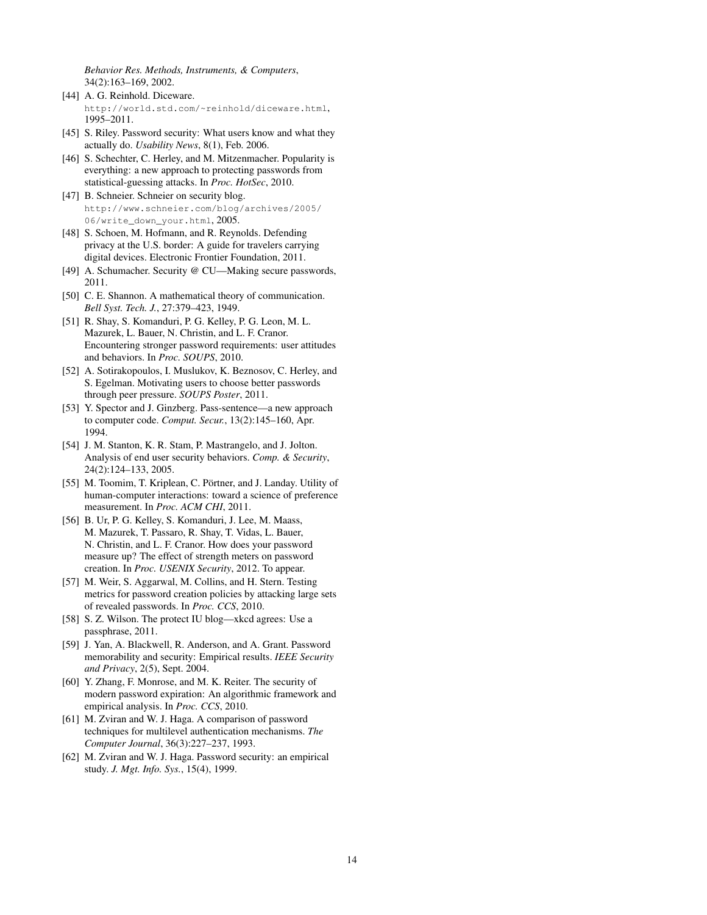*Behavior Res. Methods, Instruments, & Computers*, 34(2):163–169, 2002.

- [44] A. G. Reinhold. Diceware. http://world.std.com/~reinhold/diceware.html, 1995–2011.
- [45] S. Riley. Password security: What users know and what they actually do. *Usability News*, 8(1), Feb. 2006.
- [46] S. Schechter, C. Herley, and M. Mitzenmacher. Popularity is everything: a new approach to protecting passwords from statistical-guessing attacks. In *Proc. HotSec*, 2010.
- [47] B. Schneier. Schneier on security blog. http://www.schneier.com/blog/archives/2005/06/write_down_your.html, 2005.
- [48] S. Schoen, M. Hofmann, and R. Reynolds. Defending privacy at the U.S. border: A guide for travelers carrying digital devices. Electronic Frontier Foundation, 2011.
- [49] A. Schumacher. Security @ CU—Making secure passwords, 2011.
- [50] C. E. Shannon. A mathematical theory of communication. *Bell Syst. Tech. J.*, 27:379–423, 1949.
- [51] R. Shay, S. Komanduri, P. G. Kelley, P. G. Leon, M. L. Mazurek, L. Bauer, N. Christin, and L. F. Cranor. Encountering stronger password requirements: user attitudes and behaviors. In *Proc. SOUPS*, 2010.
- [52] A. Sotirakopoulos, I. Muslukov, K. Beznosov, C. Herley, and S. Egelman. Motivating users to choose better passwords through peer pressure. *SOUPS Poster*, 2011.
- [53] Y. Spector and J. Ginzberg. Pass-sentence—a new approach to computer code. *Comput. Secur.*, 13(2):145–160, Apr. 1994.
- [54] J. M. Stanton, K. R. Stam, P. Mastrangelo, and J. Jolton. Analysis of end user security behaviors. *Comp. & Security*, 24(2):124–133, 2005.
- [55] M. Toomim, T. Kriplean, C. Pörtner, and J. Landay. Utility of human-computer interactions: toward a science of preference measurement. In *Proc. ACM CHI*, 2011.
- [56] B. Ur, P. G. Kelley, S. Komanduri, J. Lee, M. Maass, M. Mazurek, T. Passaro, R. Shay, T. Vidas, L. Bauer, N. Christin, and L. F. Cranor. How does your password measure up? The effect of strength meters on password creation. In *Proc. USENIX Security*, 2012. To appear.
- [57] M. Weir, S. Aggarwal, M. Collins, and H. Stern. Testing metrics for password creation policies by attacking large sets of revealed passwords. In *Proc. CCS*, 2010.
- [58] S. Z. Wilson. The protect IU blog—xkcd agrees: Use a passphrase, 2011.
- [59] J. Yan, A. Blackwell, R. Anderson, and A. Grant. Password memorability and security: Empirical results. *IEEE Security and Privacy*, 2(5), Sept. 2004.
- [60] Y. Zhang, F. Monrose, and M. K. Reiter. The security of modern password expiration: An algorithmic framework and empirical analysis. In *Proc. CCS*, 2010.
- [61] M. Zviran and W. J. Haga. A comparison of password techniques for multilevel authentication mechanisms. *The Computer Journal*, 36(3):227–237, 1993.
- [62] M. Zviran and W. J. Haga. Password security: an empirical study. *J. Mgt. Info. Sys.*, 15(4), 1999.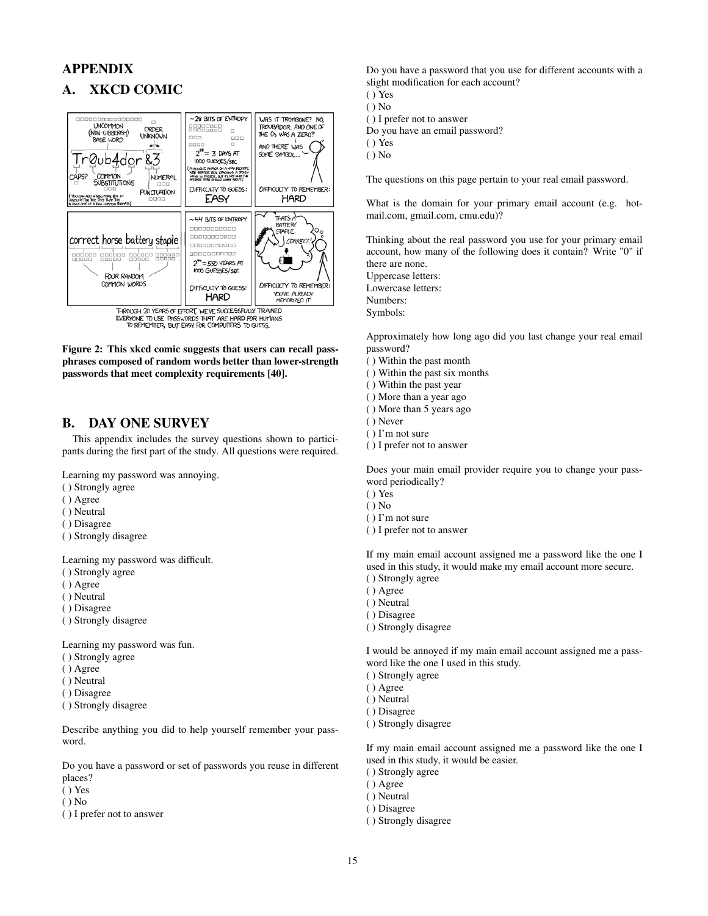# APPENDIX

## A. XKCD COMIC

**Figure 2: This xkcd comic suggests that users can recall passphrases composed of random words better than lower-strength passwords that meet complexity requirements [40].**

## B. DAY ONE SURVEY

This appendix includes the survey questions shown to participants during the first part of the study. All questions were required.

Learning my password was annoying.
( ) Strongly agree
( ) Agree
( ) Neutral
( ) Disagree
( ) Strongly disagree

Learning my password was difficult.
( ) Strongly agree
( ) Agree
( ) Neutral
( ) Disagree
( ) Strongly disagree

Learning my password was fun.
( ) Strongly agree
( ) Agree
( ) Neutral
( ) Disagree
( ) Strongly disagree

Describe anything you did to help yourself remember your password.

Do you have a password or set of passwords you reuse in different places?
( ) Yes
( ) No
( ) I prefer not to answer

Do you have a password that you use for different accounts with a slight modification for each account?
( ) Yes
( ) No
( ) I prefer not to answer

Do you have an email password?
( ) Yes
( ) No

The questions on this page pertain to your real email password.

What is the domain for your primary email account (e.g. hotmail.com, gmail.com, cmu.edu)?

Thinking about the real password you use for your primary email account, how many of the following does it contain? Write "0" if there are none.
Uppercase letters:
Lowercase letters:
Numbers:
Symbols:

Approximately how long ago did you last change your real email password?
( ) Within the past month
( ) Within the past six months
( ) Within the past year
( ) More than a year ago
( ) More than 5 years ago
( ) Never
( ) I'm not sure
( ) I prefer not to answer

Does your main email provider require you to change your password periodically?
( ) Yes
( ) No
( ) I'm not sure
( ) I prefer not to answer

If my main email account assigned me a password like the one I used in this study, it would make my email account more secure.
( ) Strongly agree
( ) Agree
( ) Neutral
( ) Disagree
( ) Strongly disagree

I would be annoyed if my main email account assigned me a password like the one I used in this study.
( ) Strongly agree
( ) Agree
( ) Neutral
( ) Disagree
( ) Strongly disagree

If my main email account assigned me a password like the one I used in this study, it would be easier.
( ) Strongly agree
( ) Agree
( ) Neutral
( ) Disagree
( ) Strongly disagree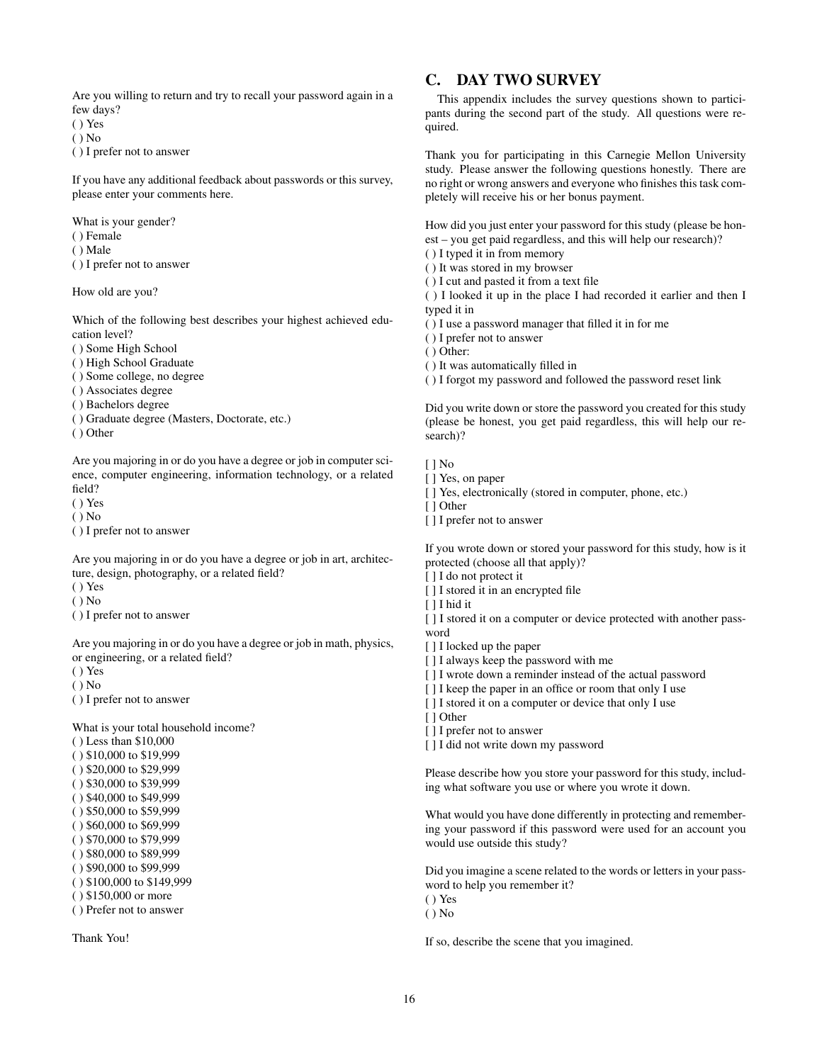Are you willing to return and try to recall your password again in a few days?
( ) Yes
( ) No
( ) I prefer not to answer

If you have any additional feedback about passwords or this survey, please enter your comments here.

What is your gender?
( ) Female
( ) Male
( ) I prefer not to answer

How old are you?

Which of the following best describes your highest achieved education level?
( ) Some High School
( ) High School Graduate
( ) Some college, no degree
( ) Associates degree
( ) Bachelors degree
( ) Graduate degree (Masters, Doctorate, etc.)
( ) Other

Are you majoring in or do you have a degree or job in computer science, computer engineering, information technology, or a related field?
( ) Yes
( ) No
( ) I prefer not to answer

Are you majoring in or do you have a degree or job in art, architecture, design, photography, or a related field?
( ) Yes
( ) No
( ) I prefer not to answer

Are you majoring in or do you have a degree or job in math, physics, or engineering, or a related field?
( ) Yes
( ) No
( ) I prefer not to answer

What is your total household income?
( ) Less than $10,000
( ) $10,000 to $19,999
( ) $20,000 to $29,999
( ) $30,000 to $39,999
( ) $40,000 to $49,999
( ) $50,000 to $59,999
( ) $60,000 to $69,999
( ) $70,000 to $79,999
( ) $80,000 to $89,999
( ) $90,000 to $99,999
( ) $100,000 to $149,999
( ) $150,000 or more
( ) Prefer not to answer

Thank You!

## C. DAY TWO SURVEY

This appendix includes the survey questions shown to participants during the second part of the study. All questions were required.

Thank you for participating in this Carnegie Mellon University study. Please answer the following questions honestly. There are no right or wrong answers and everyone who finishes this task completely will receive his or her bonus payment.

How did you just enter your password for this study (please be honest – you get paid regardless, and this will help our research)?
( ) I typed it in from memory
( ) It was stored in my browser
( ) I cut and pasted it from a text file
( ) I looked it up in the place I had recorded it earlier and then I typed it in
( ) I use a password manager that filled it in for me
( ) I prefer not to answer
( ) Other:
( ) It was automatically filled in
( ) I forgot my password and followed the password reset link

Did you write down or store the password you created for this study (please be honest, you get paid regardless, this will help our research)?

[ ] No
[ ] Yes, on paper
[ ] Yes, electronically (stored in computer, phone, etc.)
[ ] Other
[ ] I prefer not to answer

If you wrote down or stored your password for this study, how is it protected (choose all that apply)?
[ ] I do not protect it
[ ] I stored it in an encrypted file
[ ] I hid it
[ ] I stored it on a computer or device protected with another password
[ ] I locked up the paper
[ ] I always keep the password with me
[ ] I wrote down a reminder instead of the actual password
[ ] I keep the paper in an office or room that only I use
[ ] I stored it on a computer or device that only I use
[ ] Other
[ ] I prefer not to answer
[ ] I did not write down my password

Please describe how you store your password for this study, including what software you use or where you wrote it down.

What would you have done differently in protecting and remembering your password if this password were used for an account you would use outside this study?

Did you imagine a scene related to the words or letters in your password to help you remember it?
( ) Yes
( ) No

If so, describe the scene that you imagined.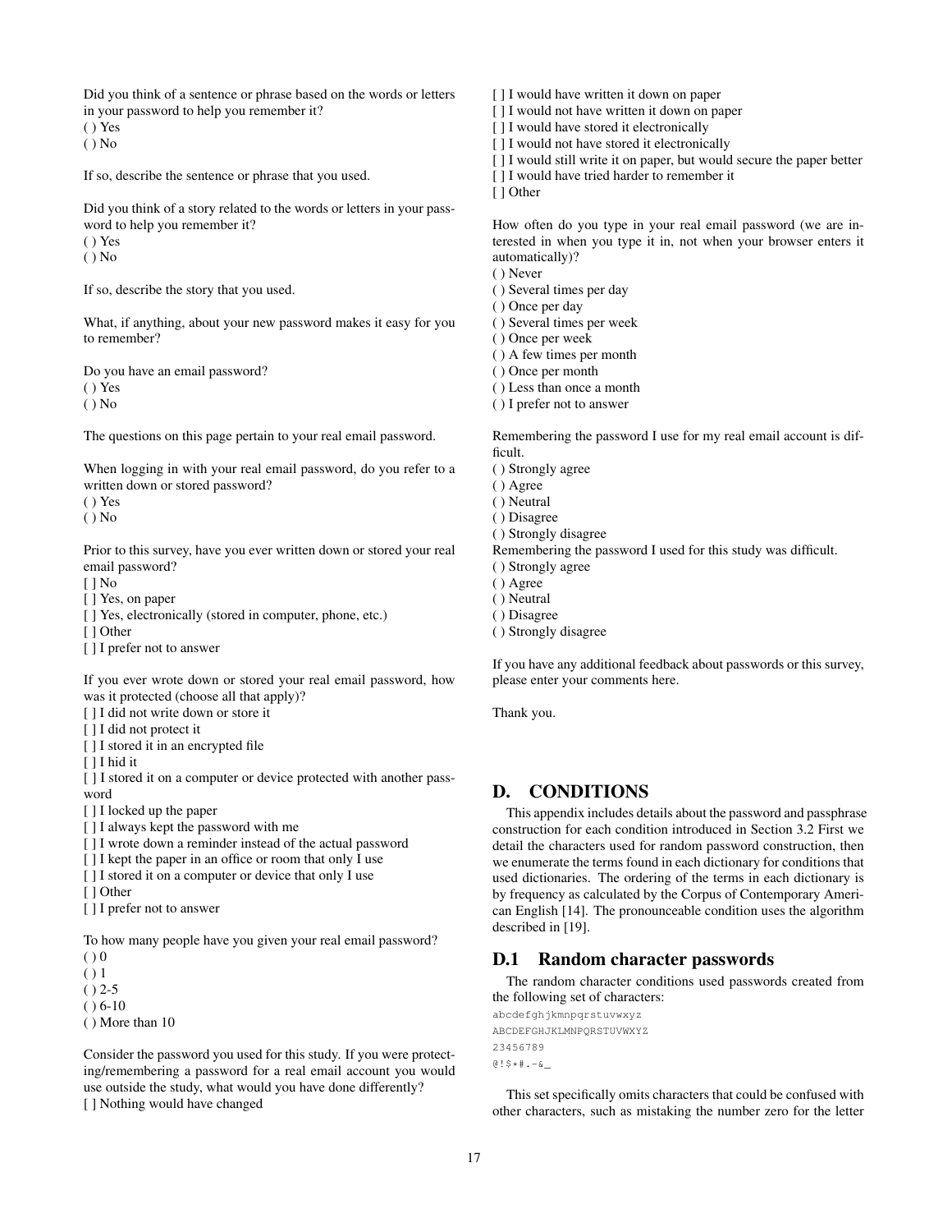Did you think of a sentence or phrase based on the words or letters in your password to help you remember it?
( ) Yes
( ) No

If so, describe the sentence or phrase that you used.

Did you think of a story related to the words or letters in your password to help you remember it?
( ) Yes
( ) No

If so, describe the story that you used.

What, if anything, about your new password makes it easy for you to remember?

Do you have an email password?
( ) Yes
( ) No

The questions on this page pertain to your real email password.

When logging in with your real email password, do you refer to a written down or stored password?
( ) Yes
( ) No

Prior to this survey, have you ever written down or stored your real email password?
[ ] No
[ ] Yes, on paper
[ ] Yes, electronically (stored in computer, phone, etc.)
[ ] Other
[ ] I prefer not to answer

If you ever wrote down or stored your real email password, how was it protected (choose all that apply)?
[ ] I did not write down or store it
[ ] I did not protect it
[ ] I stored it in an encrypted file
[ ] I hid it
[ ] I stored it on a computer or device protected with another password
[ ] I locked up the paper
[ ] I always kept the password with me
[ ] I wrote down a reminder instead of the actual password
[ ] I kept the paper in an office or room that only I use
[ ] I stored it on a computer or device that only I use
[ ] Other
[ ] I prefer not to answer

To how many people have you given your real email password?
( ) 0
( ) 1
( ) 2-5
( ) 6-10
( ) More than 10

Consider the password you used for this study. If you were protecting/remembering a password for a real email account you would use outside the study, what would you have done differently?
[ ] Nothing would have changed
[ ] I would have written it down on paper
[ ] I would not have written it down on paper
[ ] I would have stored it electronically
[ ] I would not have stored it electronically
[ ] I would still write it on paper, but would secure the paper better
[ ] I would have tried harder to remember it
[ ] Other

How often do you type in your real email password (we are interested in when you type it in, not when your browser enters it automatically)?
( ) Never
( ) Several times per day
( ) Once per day
( ) Several times per week
( ) Once per week
( ) A few times per month
( ) Once per month
( ) Less than once a month
( ) I prefer not to answer

Remembering the password I use for my real email account is difficult.
( ) Strongly agree
( ) Agree
( ) Neutral
( ) Disagree
( ) Strongly disagree

Remembering the password I used for this study was difficult.
( ) Strongly agree
( ) Agree
( ) Neutral
( ) Disagree
( ) Strongly disagree

If you have any additional feedback about passwords or this survey, please enter your comments here.

Thank you.

# D. CONDITIONS

This appendix includes details about the password and passphrase construction for each condition introduced in Section 3.2 First we detail the characters used for random password construction, then we enumerate the terms found in each dictionary for conditions that used dictionaries. The ordering of the terms in each dictionary is by frequency as calculated by the Corpus of Contemporary American English [14]. The pronounceable condition uses the algorithm described in [19].

## D.1 Random character passwords

The random character conditions used passwords created from the following set of characters:

```
abcdefghjkmnpqrstuvwxyz
ABCDEFGHJKLMNPQRSTUVWXYZ
23456789
@!$*#.-&_
```

This set specifically omits characters that could be confused with other characters, such as mistaking the number zero for the letter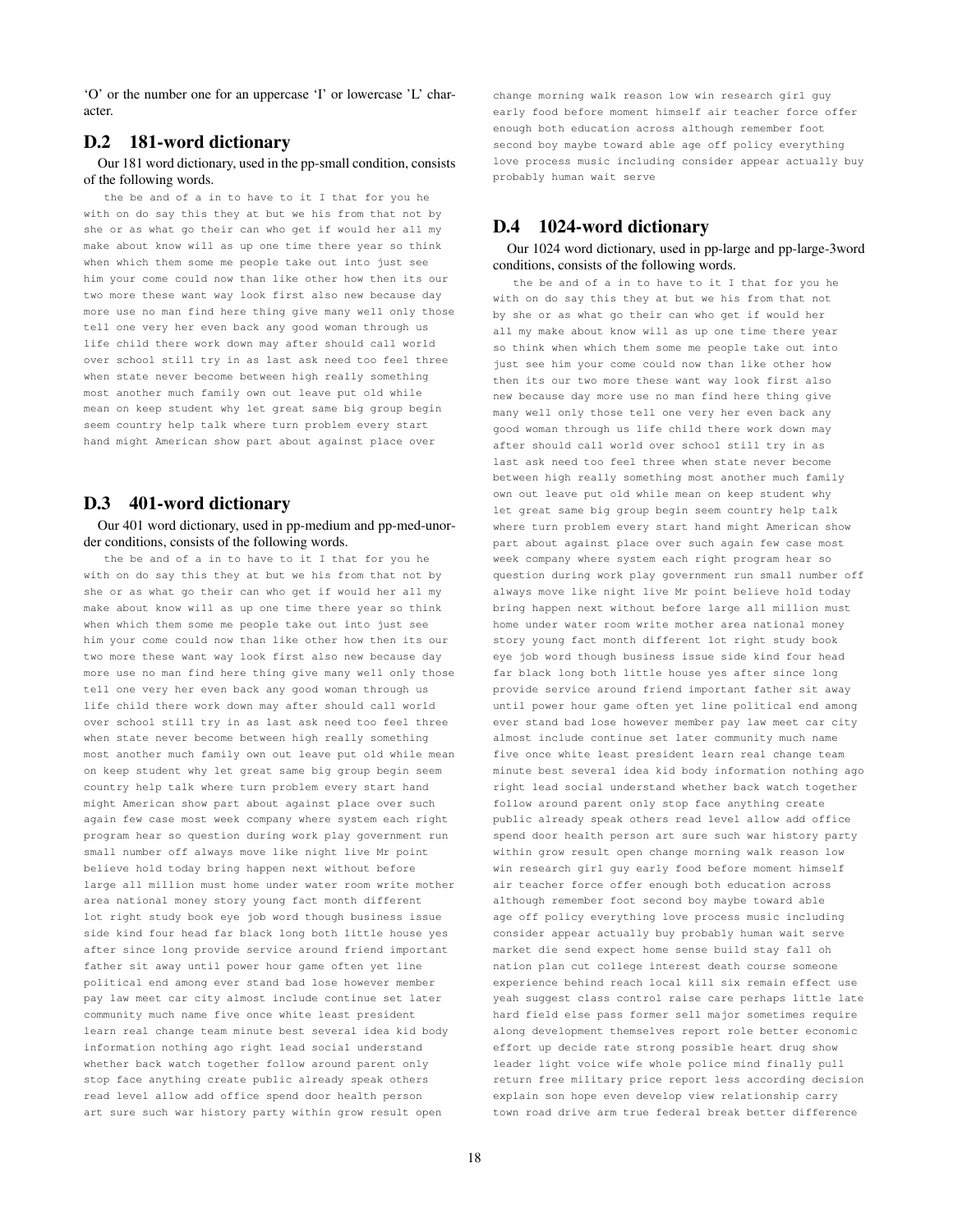‘O’ or the number one for an uppercase ‘I’ or lowercase ’L’ character.

## D.2 181-word dictionary

Our 181 word dictionary, used in the pp-small condition, consists of the following words.

```
the be and of a in to have to it I that for you he
with on do say this they at but we his from that not by
she or as what go their can who get if would her all my
make about know will as up one time there year so think
when which them some me people take out into just see
him your come could now than like other how then its our
two more these want way look first also new because day
more use no man find here thing give many well only those
tell one very her even back any good woman through us
life child there work down may after should call world
over school still try in as last ask need too feel three
when state never become between high really something
most another much family own out leave put old while
mean on keep student why let great same big group begin
seem country help talk where turn problem every start
hand might American show part about against place over
```

## D.3 401-word dictionary

Our 401 word dictionary, used in pp-medium and pp-med-unorder conditions, consists of the following words.

```
the be and of a in to have to it I that for you he
with on do say this they at but we his from that not by
she or as what go their can who get if would her all my
make about know will as up one time there year so think
when which them some me people take out into just see
him your come could now than like other how then its our
two more these want way look first also new because day
more use no man find here thing give many well only those
tell one very her even back any good woman through us
life child there work down may after should call world
over school still try in as last ask need too feel three
when state never become between high really something
most another much family own out leave put old while mean
on keep student why let great same big group begin seem
country help talk where turn problem every start hand
might American show part about against place over such
again few case most week company where system each right
program hear so question during work play government run
small number off always move like night live Mr point
believe hold today bring happen next without before
large all million must home under water room write mother
area national money story young fact month different
lot right study book eye job word though business issue
side kind four head far black long both little house yes
after since long provide service around friend important
father sit away until power hour game often yet line
political end among ever stand bad lose however member
pay law meet car city almost include continue set later
community much name five once white least president
learn real change team minute best several idea kid body
information nothing ago right lead social understand
whether back watch together follow around parent only
stop face anything create public already speak others
read level allow add office spend door health person
art sure such war history party within grow result open
change morning walk reason low win research girl guy
early food before moment himself air teacher force offer
enough both education across although remember foot
second boy maybe toward able age off policy everything
love process music including consider appear actually buy
probably human wait serve
```

## D.4 1024-word dictionary

Our 1024 word dictionary, used in pp-large and pp-large-3word conditions, consists of the following words.

```
the be and of a in to have to it I that for you he
with on do say this they at but we his from that not
by she or as what go their can who get if would her
all my make about know will as up one time there year
so think when which them some me people take out into
just see him your come could now than like other how
then its our two more these want way look first also
new because day more use no man find here thing give
many well only those tell one very her even back any
good woman through us life child there work down may
after should call world over school still try in as
last ask need too feel three when state never become
between high really something most another much family
own out leave put old while mean on keep student why
let great same big group begin seem country help talk
where turn problem every start hand might American show
part about against place over such again few case most
week company where system each right program hear so
question during work play government run small number off
always move like night live Mr point believe hold today
bring happen next without before large all million must
home under water room write mother area national money
story young fact month different lot right study book
eye job word though business issue side kind four head
far black long both little house yes after since long
provide service around friend important father sit away
until power hour game often yet line political end among
ever stand bad lose however member pay law meet car city
almost include continue set later community much name
five once white least president learn real change team
minute best several idea kid body information nothing ago
right lead social understand whether back watch together
follow around parent only stop face anything create
public already speak others read level allow add office
spend door health person art sure such war history party
within grow result open change morning walk reason low
win research girl guy early food before moment himself
air teacher force offer enough both education across
although remember foot second boy maybe toward able
age off policy everything love process music including
consider appear actually buy probably human wait serve
market die send expect home sense build stay fall oh
nation plan cut college interest death course someone
experience behind reach local kill six remain effect use
yeah suggest class control raise care perhaps little late
hard field else pass former sell major sometimes require
along development themselves report role better economic
effort up decide rate strong possible heart drug show
leader light voice wife whole police mind finally pull
return free military price report less according decision
explain son hope even develop view relationship carry
town road drive arm true federal break better difference
```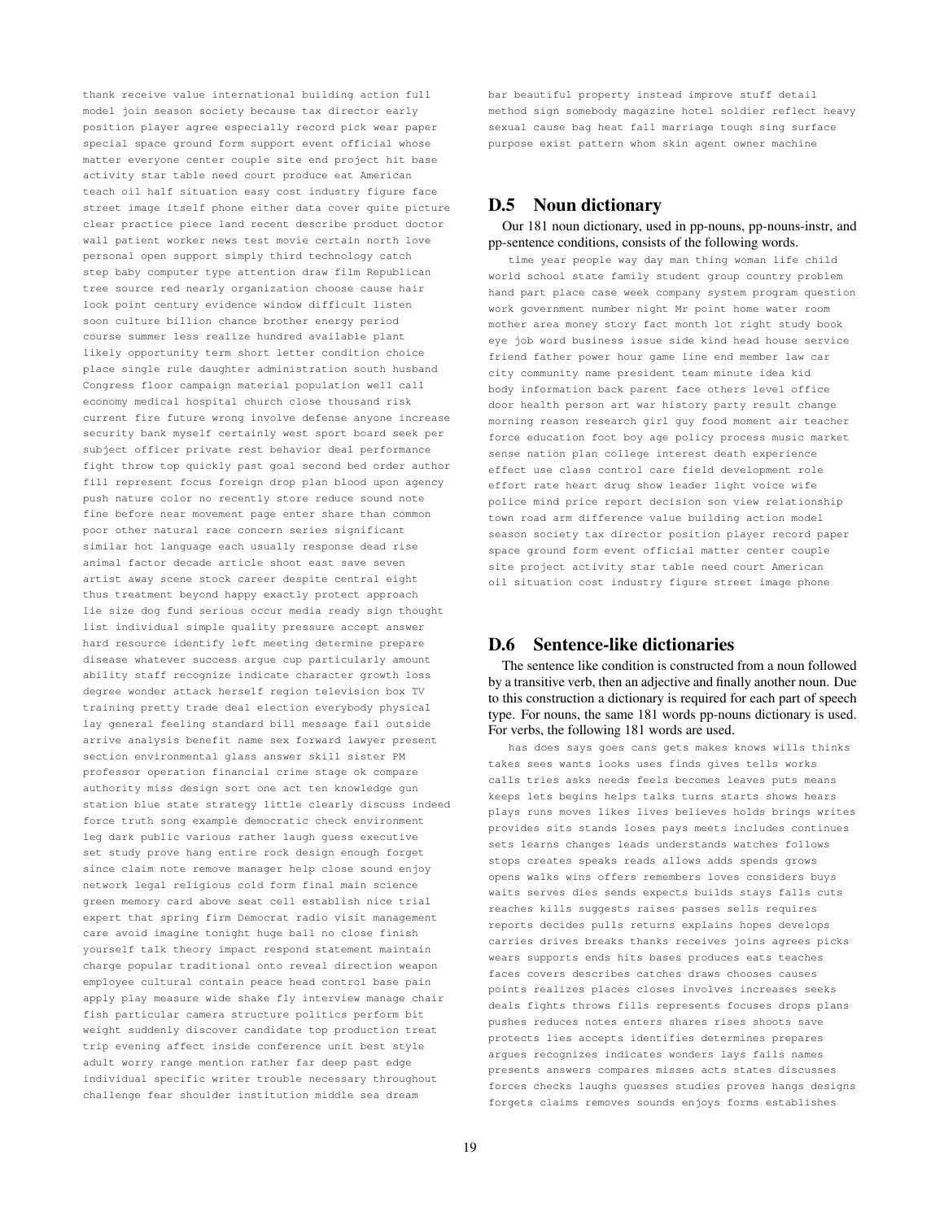thank receive value international building action full model join season society because tax director early position player agree especially record pick wear paper special space ground form support event official whose matter everyone center couple site end project hit base activity star table need court produce eat American teach oil half situation easy cost industry figure face street image itself phone either data cover quite picture clear practice piece land recent describe product doctor wall patient worker news test movie certain north love personal open support simply third technology catch step baby computer type attention draw film Republican tree source red nearly organization choose cause hair look point century evidence window difficult listen soon culture billion chance brother energy period course summer less realize hundred available plant likely opportunity term short letter condition choice place single rule daughter administration south husband Congress floor campaign material population well call economy medical hospital church close thousand risk current fire future wrong involve defense anyone increase security bank myself certainly west sport board seek per subject officer private rest behavior deal performance fight throw top quickly past goal second bed order author fill represent focus foreign drop plan blood upon agency push nature color no recently store reduce sound note fine before near movement page enter share than common poor other natural race concern series significant similar hot language each usually response dead rise animal factor decade article shoot east save seven artist away scene stock career despite central eight thus treatment beyond happy exactly protect approach lie size dog fund serious occur media ready sign thought list individual simple quality pressure accept answer hard resource identify left meeting determine prepare disease whatever success argue cup particularly amount ability staff recognize indicate character growth loss degree wonder attack herself region television box TV training pretty trade deal election everybody physical lay general feeling standard bill message fail outside arrive analysis benefit name sex forward lawyer present section environmental glass answer skill sister PM professor operation financial crime stage ok compare authority miss design sort one act ten knowledge gun station blue state strategy little clearly discuss indeed force truth song example democratic check environment leg dark public various rather laugh guess executive set study prove hang entire rock design enough forget since claim note remove manager help close sound enjoy network legal religious cold form final main science green memory card above seat cell establish nice trial expert that spring firm Democrat radio visit management care avoid imagine tonight huge ball no close finish yourself talk theory impact respond statement maintain charge popular traditional onto reveal direction weapon employee cultural contain peace head control base pain apply play measure wide shake fly interview manage chair fish particular camera structure politics perform bit weight suddenly discover candidate top production treat trip evening affect inside conference unit best style adult worry range mention rather far deep past edge individual specific writer trouble necessary throughout challenge fear shoulder institution middle sea dream bar beautiful property instead improve stuff detail method sign somebody magazine hotel soldier reflect heavy sexual cause bag heat fall marriage tough sing surface purpose exist pattern whom skin agent owner machine

## D.5 Noun dictionary

Our 181 noun dictionary, used in pp-nouns, pp-nouns-instr, and pp-sentence conditions, consists of the following words.

time year people way day man thing woman life child world school state family student group country problem hand part place case week company system program question work government number night Mr point home water room mother area money story fact month lot right study book eye job word business issue side kind head house service friend father power hour game line end member law car city community name president team minute idea kid body information back parent face others level office door health person art war history party result change morning reason research girl guy food moment air teacher force education foot boy age policy process music market sense nation plan college interest death experience effect use class control care field development role effort rate heart drug show leader light voice wife police mind price report decision son view relationship town road arm difference value building action model season society tax director position player record paper space ground form event official matter center couple site project activity star table need court American oil situation cost industry figure street image phone

## D.6 Sentence-like dictionaries

The sentence like condition is constructed from a noun followed by a transitive verb, then an adjective and finally another noun. Due to this construction a dictionary is required for each part of speech type. For nouns, the same 181 words pp-nouns dictionary is used. For verbs, the following 181 words are used.

has does says goes cans gets makes knows wills thinks takes sees wants looks uses finds gives tells works calls tries asks needs feels becomes leaves puts means keeps lets begins helps talks turns starts shows hears plays runs moves likes lives believes holds brings writes provides sits stands loses pays meets includes continues sets learns changes leads understands watches follows stops creates speaks reads allows adds spends grows opens walks wins offers remembers loves considers buys waits serves dies sends expects builds stays falls cuts reaches kills suggests raises passes sells requires reports decides pulls returns explains hopes develops carries drives breaks thanks receives joins agrees picks wears supports ends hits bases produces eats teaches faces covers describes catches draws chooses causes points realizes places closes involves increases seeks deals fights throws fills represents focuses drops plans pushes reduces notes enters shares rises shoots save protects lies accepts identifies determines prepares argues recognizes indicates wonders lays fails names presents answers compares misses acts states discusses forces checks laughs guesses studies proves hangs designs forgets claims removes sounds enjoys forms establishes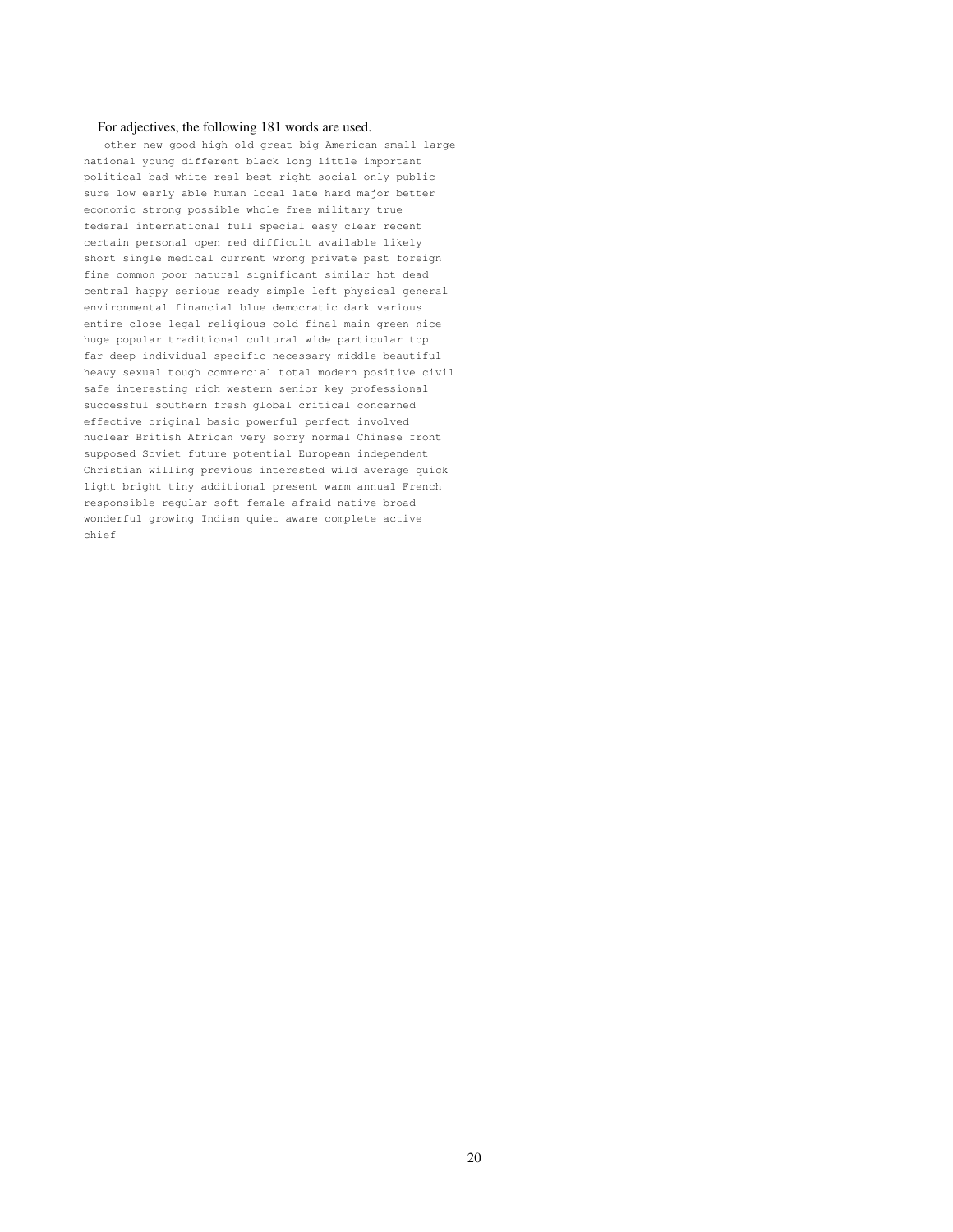For adjectives, the following 181 words are used.

```
   other new good high old great big American small large
national young different black long little important
political bad white real best right social only public
sure low early able human local late hard major better
economic strong possible whole free military true
federal international full special easy clear recent
certain personal open red difficult available likely
short single medical current wrong private past foreign
fine common poor natural significant similar hot dead
central happy serious ready simple left physical general
environmental financial blue democratic dark various
entire close legal religious cold final main green nice
huge popular traditional cultural wide particular top
far deep individual specific necessary middle beautiful
heavy sexual tough commercial total modern positive civil
safe interesting rich western senior key professional
successful southern fresh global critical concerned
effective original basic powerful perfect involved
nuclear British African very sorry normal Chinese front
supposed Soviet future potential European independent
Christian willing previous interested wild average quick
light bright tiny additional present warm annual French
responsible regular soft female afraid native broad
wonderful growing Indian quiet aware complete active
chief
```